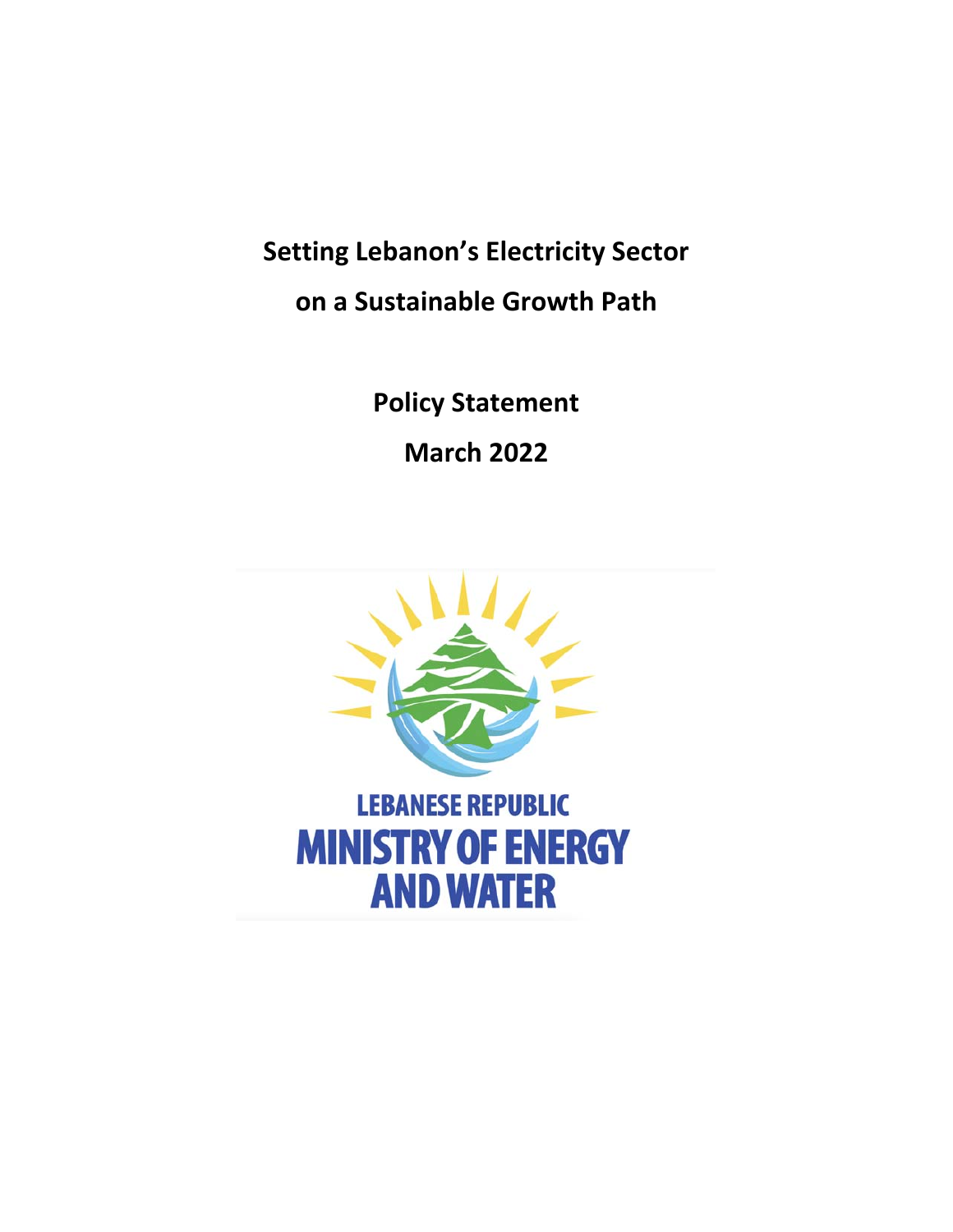# Setting Lebanon's Electricity Sector on a Sustainable Growth Path

## Policy Statement

## March 2022

LEBANESE REPUBLIC

MINISTRY OF ENERGY AND WATER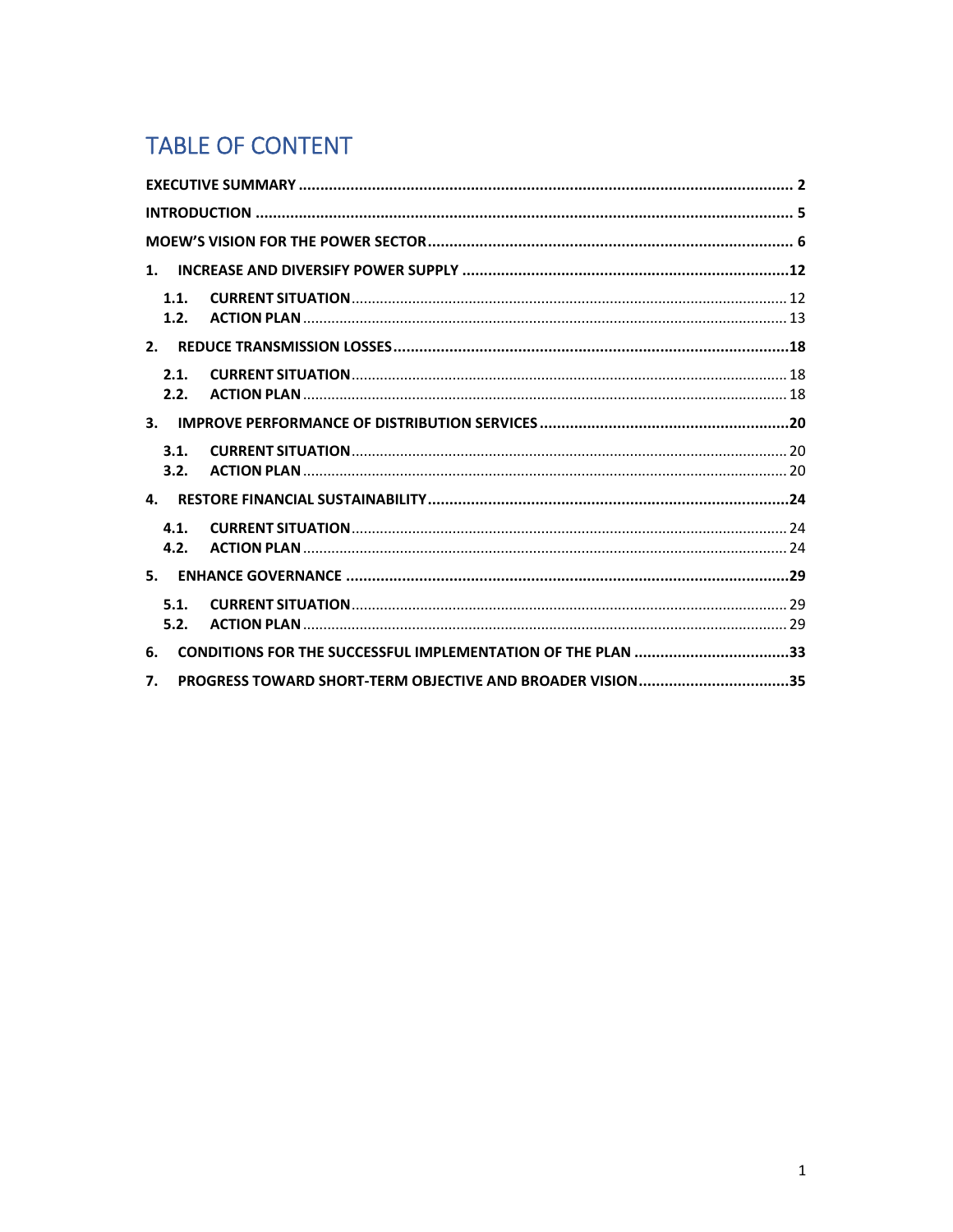# TABLE OF CONTENT

EXECUTIVE SUMMARY .......... 2

INTRODUCTION .......... 5

MOEW'S VISION FOR THE POWER SECTOR .......... 6

1. INCREASE AND DIVERSIFY POWER SUPPLY .......... 12
   - 1.1. CURRENT SITUATION .......... 12
   - 1.2. ACTION PLAN .......... 13
2. REDUCE TRANSMISSION LOSSES .......... 18
   - 2.1. CURRENT SITUATION .......... 18
   - 2.2. ACTION PLAN .......... 18
3. IMPROVE PERFORMANCE OF DISTRIBUTION SERVICES .......... 20
   - 3.1. CURRENT SITUATION .......... 20
   - 3.2. ACTION PLAN .......... 20
4. RESTORE FINANCIAL SUSTAINABILITY .......... 24
   - 4.1. CURRENT SITUATION .......... 24
   - 4.2. ACTION PLAN .......... 24
5. ENHANCE GOVERNANCE .......... 29
   - 5.1. CURRENT SITUATION .......... 29
   - 5.2. ACTION PLAN .......... 29
6. CONDITIONS FOR THE SUCCESSFUL IMPLEMENTATION OF THE PLAN .......... 33
7. PROGRESS TOWARD SHORT-TERM OBJECTIVE AND BROADER VISION .......... 35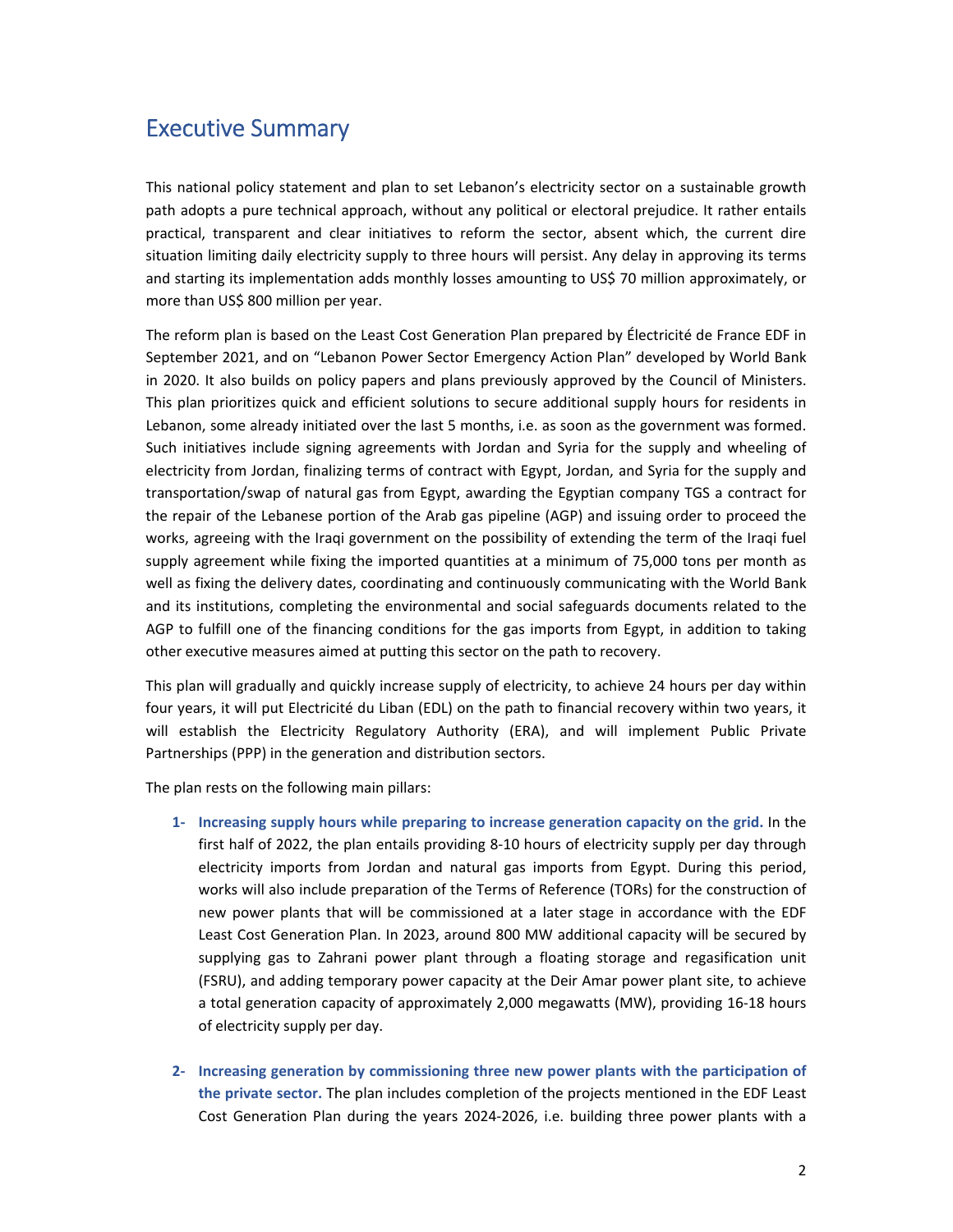# Executive Summary

This national policy statement and plan to set Lebanon's electricity sector on a sustainable growth path adopts a pure technical approach, without any political or electoral prejudice. It rather entails practical, transparent and clear initiatives to reform the sector, absent which, the current dire situation limiting daily electricity supply to three hours will persist. Any delay in approving its terms and starting its implementation adds monthly losses amounting to US$ 70 million approximately, or more than US$ 800 million per year.

The reform plan is based on the Least Cost Generation Plan prepared by Électricité de France EDF in September 2021, and on "Lebanon Power Sector Emergency Action Plan" developed by World Bank in 2020. It also builds on policy papers and plans previously approved by the Council of Ministers. This plan prioritizes quick and efficient solutions to secure additional supply hours for residents in Lebanon, some already initiated over the last 5 months, i.e. as soon as the government was formed. Such initiatives include signing agreements with Jordan and Syria for the supply and wheeling of electricity from Jordan, finalizing terms of contract with Egypt, Jordan, and Syria for the supply and transportation/swap of natural gas from Egypt, awarding the Egyptian company TGS a contract for the repair of the Lebanese portion of the Arab gas pipeline (AGP) and issuing order to proceed the works, agreeing with the Iraqi government on the possibility of extending the term of the Iraqi fuel supply agreement while fixing the imported quantities at a minimum of 75,000 tons per month as well as fixing the delivery dates, coordinating and continuously communicating with the World Bank and its institutions, completing the environmental and social safeguards documents related to the AGP to fulfill one of the financing conditions for the gas imports from Egypt, in addition to taking other executive measures aimed at putting this sector on the path to recovery.

This plan will gradually and quickly increase supply of electricity, to achieve 24 hours per day within four years, it will put Electricité du Liban (EDL) on the path to financial recovery within two years, it will establish the Electricity Regulatory Authority (ERA), and will implement Public Private Partnerships (PPP) in the generation and distribution sectors.

The plan rests on the following main pillars:

1- **Increasing supply hours while preparing to increase generation capacity on the grid.** In the first half of 2022, the plan entails providing 8-10 hours of electricity supply per day through electricity imports from Jordan and natural gas imports from Egypt. During this period, works will also include preparation of the Terms of Reference (TORs) for the construction of new power plants that will be commissioned at a later stage in accordance with the EDF Least Cost Generation Plan. In 2023, around 800 MW additional capacity will be secured by supplying gas to Zahrani power plant through a floating storage and regasification unit (FSRU), and adding temporary power capacity at the Deir Amar power plant site, to achieve a total generation capacity of approximately 2,000 megawatts (MW), providing 16-18 hours of electricity supply per day.

2- **Increasing generation by commissioning three new power plants with the participation of the private sector.** The plan includes completion of the projects mentioned in the EDF Least Cost Generation Plan during the years 2024-2026, i.e. building three power plants with a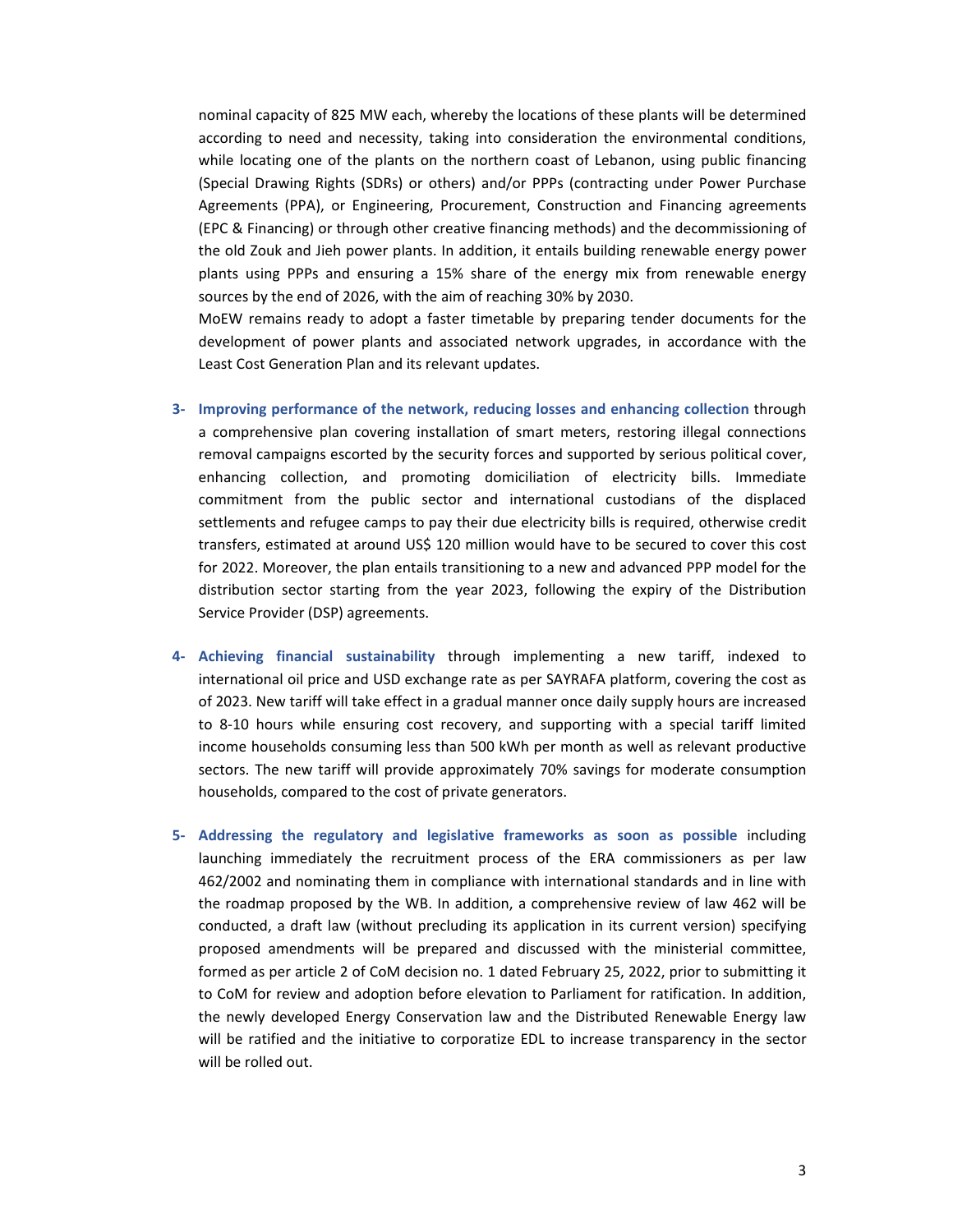nominal capacity of 825 MW each, whereby the locations of these plants will be determined according to need and necessity, taking into consideration the environmental conditions, while locating one of the plants on the northern coast of Lebanon, using public financing (Special Drawing Rights (SDRs) or others) and/or PPPs (contracting under Power Purchase Agreements (PPA), or Engineering, Procurement, Construction and Financing agreements (EPC & Financing) or through other creative financing methods) and the decommissioning of the old Zouk and Jieh power plants. In addition, it entails building renewable energy power plants using PPPs and ensuring a 15% share of the energy mix from renewable energy sources by the end of 2026, with the aim of reaching 30% by 2030.

MoEW remains ready to adopt a faster timetable by preparing tender documents for the development of power plants and associated network upgrades, in accordance with the Least Cost Generation Plan and its relevant updates.

3- **Improving performance of the network, reducing losses and enhancing collection** through a comprehensive plan covering installation of smart meters, restoring illegal connections removal campaigns escorted by the security forces and supported by serious political cover, enhancing collection, and promoting domiciliation of electricity bills. Immediate commitment from the public sector and international custodians of the displaced settlements and refugee camps to pay their due electricity bills is required, otherwise credit transfers, estimated at around US$ 120 million would have to be secured to cover this cost for 2022. Moreover, the plan entails transitioning to a new and advanced PPP model for the distribution sector starting from the year 2023, following the expiry of the Distribution Service Provider (DSP) agreements.

4- **Achieving financial sustainability** through implementing a new tariff, indexed to international oil price and USD exchange rate as per SAYRAFA platform, covering the cost as of 2023. New tariff will take effect in a gradual manner once daily supply hours are increased to 8-10 hours while ensuring cost recovery, and supporting with a special tariff limited income households consuming less than 500 kWh per month as well as relevant productive sectors. The new tariff will provide approximately 70% savings for moderate consumption households, compared to the cost of private generators.

5- **Addressing the regulatory and legislative frameworks as soon as possible** including launching immediately the recruitment process of the ERA commissioners as per law 462/2002 and nominating them in compliance with international standards and in line with the roadmap proposed by the WB. In addition, a comprehensive review of law 462 will be conducted, a draft law (without precluding its application in its current version) specifying proposed amendments will be prepared and discussed with the ministerial committee, formed as per article 2 of CoM decision no. 1 dated February 25, 2022, prior to submitting it to CoM for review and adoption before elevation to Parliament for ratification. In addition, the newly developed Energy Conservation law and the Distributed Renewable Energy law will be ratified and the initiative to corporatize EDL to increase transparency in the sector will be rolled out.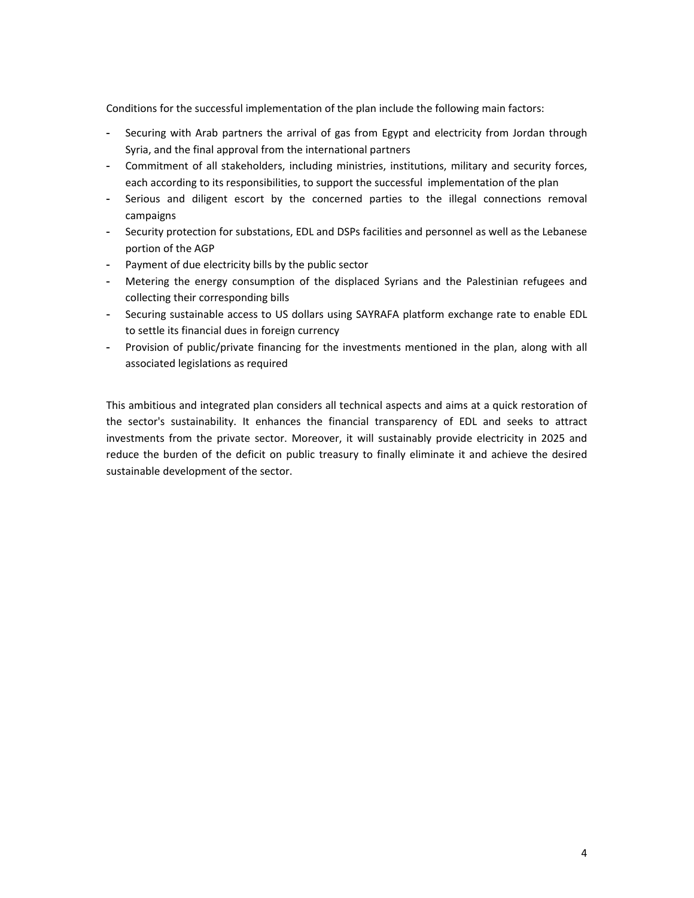Conditions for the successful implementation of the plan include the following main factors:

- Securing with Arab partners the arrival of gas from Egypt and electricity from Jordan through Syria, and the final approval from the international partners
- Commitment of all stakeholders, including ministries, institutions, military and security forces, each according to its responsibilities, to support the successful implementation of the plan
- Serious and diligent escort by the concerned parties to the illegal connections removal campaigns
- Security protection for substations, EDL and DSPs facilities and personnel as well as the Lebanese portion of the AGP
- Payment of due electricity bills by the public sector
- Metering the energy consumption of the displaced Syrians and the Palestinian refugees and collecting their corresponding bills
- Securing sustainable access to US dollars using SAYRAFA platform exchange rate to enable EDL to settle its financial dues in foreign currency
- Provision of public/private financing for the investments mentioned in the plan, along with all associated legislations as required

This ambitious and integrated plan considers all technical aspects and aims at a quick restoration of the sector's sustainability. It enhances the financial transparency of EDL and seeks to attract investments from the private sector. Moreover, it will sustainably provide electricity in 2025 and reduce the burden of the deficit on public treasury to finally eliminate it and achieve the desired sustainable development of the sector.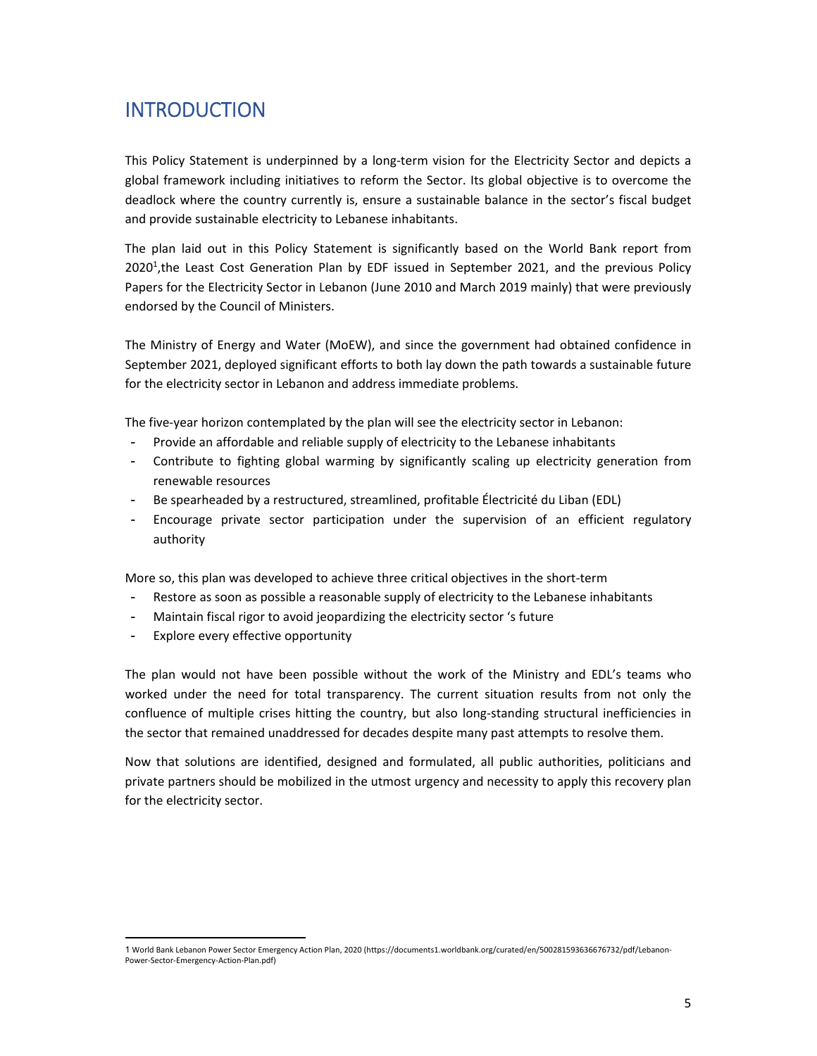# INTRODUCTION

This Policy Statement is underpinned by a long-term vision for the Electricity Sector and depicts a global framework including initiatives to reform the Sector. Its global objective is to overcome the deadlock where the country currently is, ensure a sustainable balance in the sector's fiscal budget and provide sustainable electricity to Lebanese inhabitants.

The plan laid out in this Policy Statement is significantly based on the World Bank report from 2020[1],the Least Cost Generation Plan by EDF issued in September 2021, and the previous Policy Papers for the Electricity Sector in Lebanon (June 2010 and March 2019 mainly) that were previously endorsed by the Council of Ministers.

The Ministry of Energy and Water (MoEW), and since the government had obtained confidence in September 2021, deployed significant efforts to both lay down the path towards a sustainable future for the electricity sector in Lebanon and address immediate problems.

The five-year horizon contemplated by the plan will see the electricity sector in Lebanon:

- Provide an affordable and reliable supply of electricity to the Lebanese inhabitants
- Contribute to fighting global warming by significantly scaling up electricity generation from renewable resources
- Be spearheaded by a restructured, streamlined, profitable Électricité du Liban (EDL)
- Encourage private sector participation under the supervision of an efficient regulatory authority

More so, this plan was developed to achieve three critical objectives in the short-term

- Restore as soon as possible a reasonable supply of electricity to the Lebanese inhabitants
- Maintain fiscal rigor to avoid jeopardizing the electricity sector 's future
- Explore every effective opportunity

The plan would not have been possible without the work of the Ministry and EDL's teams who worked under the need for total transparency. The current situation results from not only the confluence of multiple crises hitting the country, but also long-standing structural inefficiencies in the sector that remained unaddressed for decades despite many past attempts to resolve them.

Now that solutions are identified, designed and formulated, all public authorities, politicians and private partners should be mobilized in the utmost urgency and necessity to apply this recovery plan for the electricity sector.

---

[1] World Bank Lebanon Power Sector Emergency Action Plan, 2020 (https://documents1.worldbank.org/curated/en/500281593636676732/pdf/Lebanon-Power-Sector-Emergency-Action-Plan.pdf)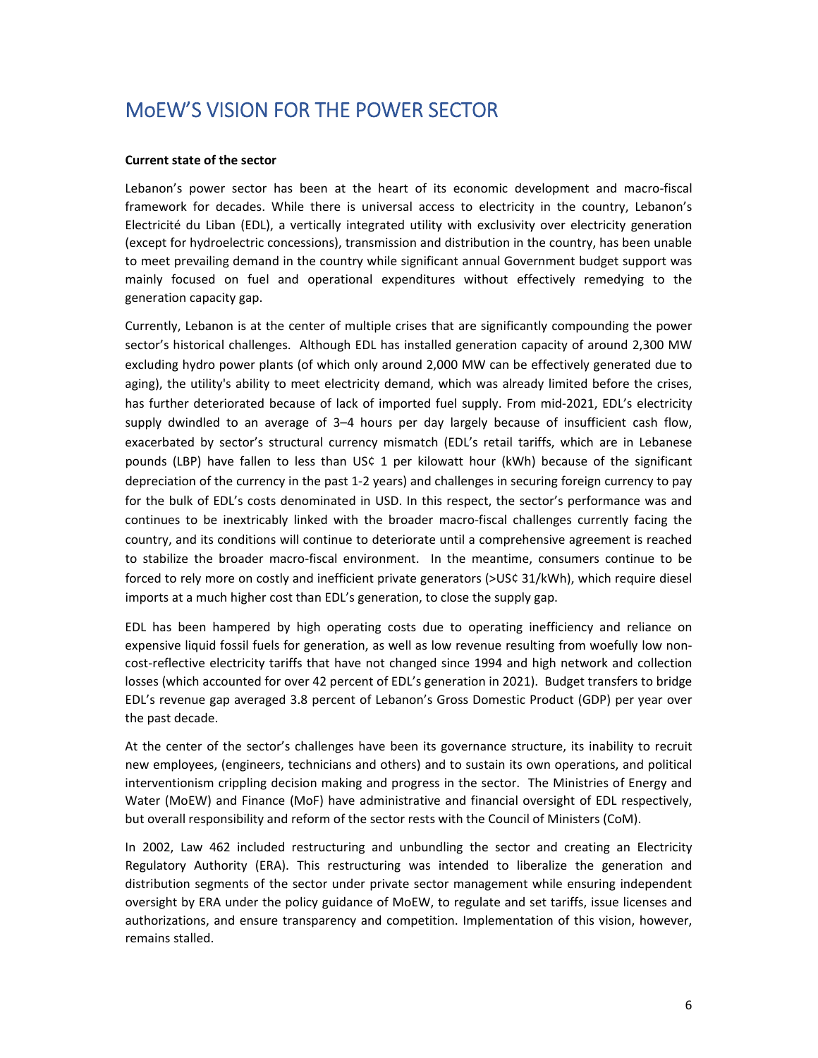# MoEW'S VISION FOR THE POWER SECTOR

**Current state of the sector**

Lebanon's power sector has been at the heart of its economic development and macro-fiscal framework for decades. While there is universal access to electricity in the country, Lebanon's Electricité du Liban (EDL), a vertically integrated utility with exclusivity over electricity generation (except for hydroelectric concessions), transmission and distribution in the country, has been unable to meet prevailing demand in the country while significant annual Government budget support was mainly focused on fuel and operational expenditures without effectively remedying to the generation capacity gap.

Currently, Lebanon is at the center of multiple crises that are significantly compounding the power sector's historical challenges. Although EDL has installed generation capacity of around 2,300 MW excluding hydro power plants (of which only around 2,000 MW can be effectively generated due to aging), the utility's ability to meet electricity demand, which was already limited before the crises, has further deteriorated because of lack of imported fuel supply. From mid-2021, EDL's electricity supply dwindled to an average of 3–4 hours per day largely because of insufficient cash flow, exacerbated by sector's structural currency mismatch (EDL's retail tariffs, which are in Lebanese pounds (LBP) have fallen to less than US¢ 1 per kilowatt hour (kWh) because of the significant depreciation of the currency in the past 1-2 years) and challenges in securing foreign currency to pay for the bulk of EDL's costs denominated in USD. In this respect, the sector's performance was and continues to be inextricably linked with the broader macro-fiscal challenges currently facing the country, and its conditions will continue to deteriorate until a comprehensive agreement is reached to stabilize the broader macro-fiscal environment. In the meantime, consumers continue to be forced to rely more on costly and inefficient private generators (>US¢ 31/kWh), which require diesel imports at a much higher cost than EDL's generation, to close the supply gap.

EDL has been hampered by high operating costs due to operating inefficiency and reliance on expensive liquid fossil fuels for generation, as well as low revenue resulting from woefully low non-cost-reflective electricity tariffs that have not changed since 1994 and high network and collection losses (which accounted for over 42 percent of EDL's generation in 2021). Budget transfers to bridge EDL's revenue gap averaged 3.8 percent of Lebanon's Gross Domestic Product (GDP) per year over the past decade.

At the center of the sector's challenges have been its governance structure, its inability to recruit new employees, (engineers, technicians and others) and to sustain its own operations, and political interventionism crippling decision making and progress in the sector. The Ministries of Energy and Water (MoEW) and Finance (MoF) have administrative and financial oversight of EDL respectively, but overall responsibility and reform of the sector rests with the Council of Ministers (CoM).

In 2002, Law 462 included restructuring and unbundling the sector and creating an Electricity Regulatory Authority (ERA). This restructuring was intended to liberalize the generation and distribution segments of the sector under private sector management while ensuring independent oversight by ERA under the policy guidance of MoEW, to regulate and set tariffs, issue licenses and authorizations, and ensure transparency and competition. Implementation of this vision, however, remains stalled.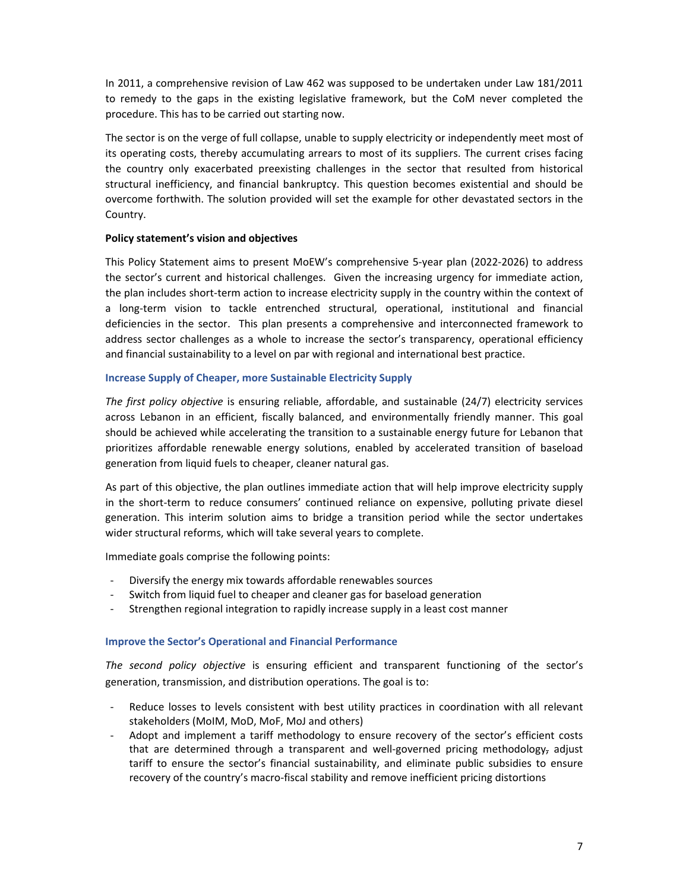In 2011, a comprehensive revision of Law 462 was supposed to be undertaken under Law 181/2011 to remedy to the gaps in the existing legislative framework, but the CoM never completed the procedure. This has to be carried out starting now.

The sector is on the verge of full collapse, unable to supply electricity or independently meet most of its operating costs, thereby accumulating arrears to most of its suppliers. The current crises facing the country only exacerbated preexisting challenges in the sector that resulted from historical structural inefficiency, and financial bankruptcy. This question becomes existential and should be overcome forthwith. The solution provided will set the example for other devastated sectors in the Country.

**Policy statement's vision and objectives**

This Policy Statement aims to present MoEW's comprehensive 5-year plan (2022-2026) to address the sector's current and historical challenges. Given the increasing urgency for immediate action, the plan includes short-term action to increase electricity supply in the country within the context of a long-term vision to tackle entrenched structural, operational, institutional and financial deficiencies in the sector. This plan presents a comprehensive and interconnected framework to address sector challenges as a whole to increase the sector's transparency, operational efficiency and financial sustainability to a level on par with regional and international best practice.

### Increase Supply of Cheaper, more Sustainable Electricity Supply

*The first policy objective* is ensuring reliable, affordable, and sustainable (24/7) electricity services across Lebanon in an efficient, fiscally balanced, and environmentally friendly manner. This goal should be achieved while accelerating the transition to a sustainable energy future for Lebanon that prioritizes affordable renewable energy solutions, enabled by accelerated transition of baseload generation from liquid fuels to cheaper, cleaner natural gas.

As part of this objective, the plan outlines immediate action that will help improve electricity supply in the short-term to reduce consumers' continued reliance on expensive, polluting private diesel generation. This interim solution aims to bridge a transition period while the sector undertakes wider structural reforms, which will take several years to complete.

Immediate goals comprise the following points:

- Diversify the energy mix towards affordable renewables sources
- Switch from liquid fuel to cheaper and cleaner gas for baseload generation
- Strengthen regional integration to rapidly increase supply in a least cost manner

### Improve the Sector's Operational and Financial Performance

*The second policy objective* is ensuring efficient and transparent functioning of the sector's generation, transmission, and distribution operations. The goal is to:

- Reduce losses to levels consistent with best utility practices in coordination with all relevant stakeholders (MoIM, MoD, MoF, MoJ and others)
- Adopt and implement a tariff methodology to ensure recovery of the sector's efficient costs that are determined through a transparent and well-governed pricing methodology, adjust tariff to ensure the sector's financial sustainability, and eliminate public subsidies to ensure recovery of the country's macro-fiscal stability and remove inefficient pricing distortions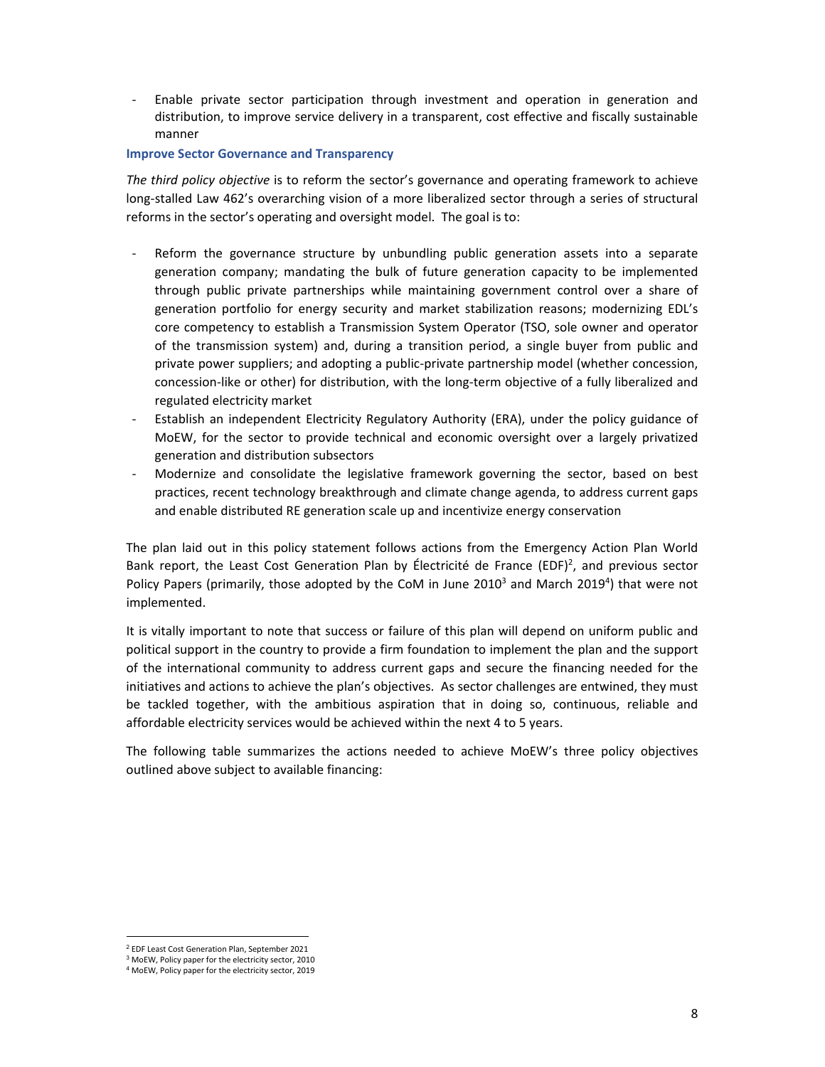- Enable private sector participation through investment and operation in generation and distribution, to improve service delivery in a transparent, cost effective and fiscally sustainable manner

### Improve Sector Governance and Transparency

*The third policy objective* is to reform the sector's governance and operating framework to achieve long-stalled Law 462's overarching vision of a more liberalized sector through a series of structural reforms in the sector's operating and oversight model. The goal is to:

- Reform the governance structure by unbundling public generation assets into a separate generation company; mandating the bulk of future generation capacity to be implemented through public private partnerships while maintaining government control over a share of generation portfolio for energy security and market stabilization reasons; modernizing EDL's core competency to establish a Transmission System Operator (TSO, sole owner and operator of the transmission system) and, during a transition period, a single buyer from public and private power suppliers; and adopting a public-private partnership model (whether concession, concession-like or other) for distribution, with the long-term objective of a fully liberalized and regulated electricity market
- Establish an independent Electricity Regulatory Authority (ERA), under the policy guidance of MoEW, for the sector to provide technical and economic oversight over a largely privatized generation and distribution subsectors
- Modernize and consolidate the legislative framework governing the sector, based on best practices, recent technology breakthrough and climate change agenda, to address current gaps and enable distributed RE generation scale up and incentivize energy conservation

The plan laid out in this policy statement follows actions from the Emergency Action Plan World Bank report, the Least Cost Generation Plan by Électricité de France (EDF)[2], and previous sector Policy Papers (primarily, those adopted by the CoM in June 2010[3] and March 2019[4]) that were not implemented.

It is vitally important to note that success or failure of this plan will depend on uniform public and political support in the country to provide a firm foundation to implement the plan and the support of the international community to address current gaps and secure the financing needed for the initiatives and actions to achieve the plan's objectives. As sector challenges are entwined, they must be tackled together, with the ambitious aspiration that in doing so, continuous, reliable and affordable electricity services would be achieved within the next 4 to 5 years.

The following table summarizes the actions needed to achieve MoEW's three policy objectives outlined above subject to available financing:

[2] EDF Least Cost Generation Plan, September 2021

[3] MoEW, Policy paper for the electricity sector, 2010

[4] MoEW, Policy paper for the electricity sector, 2019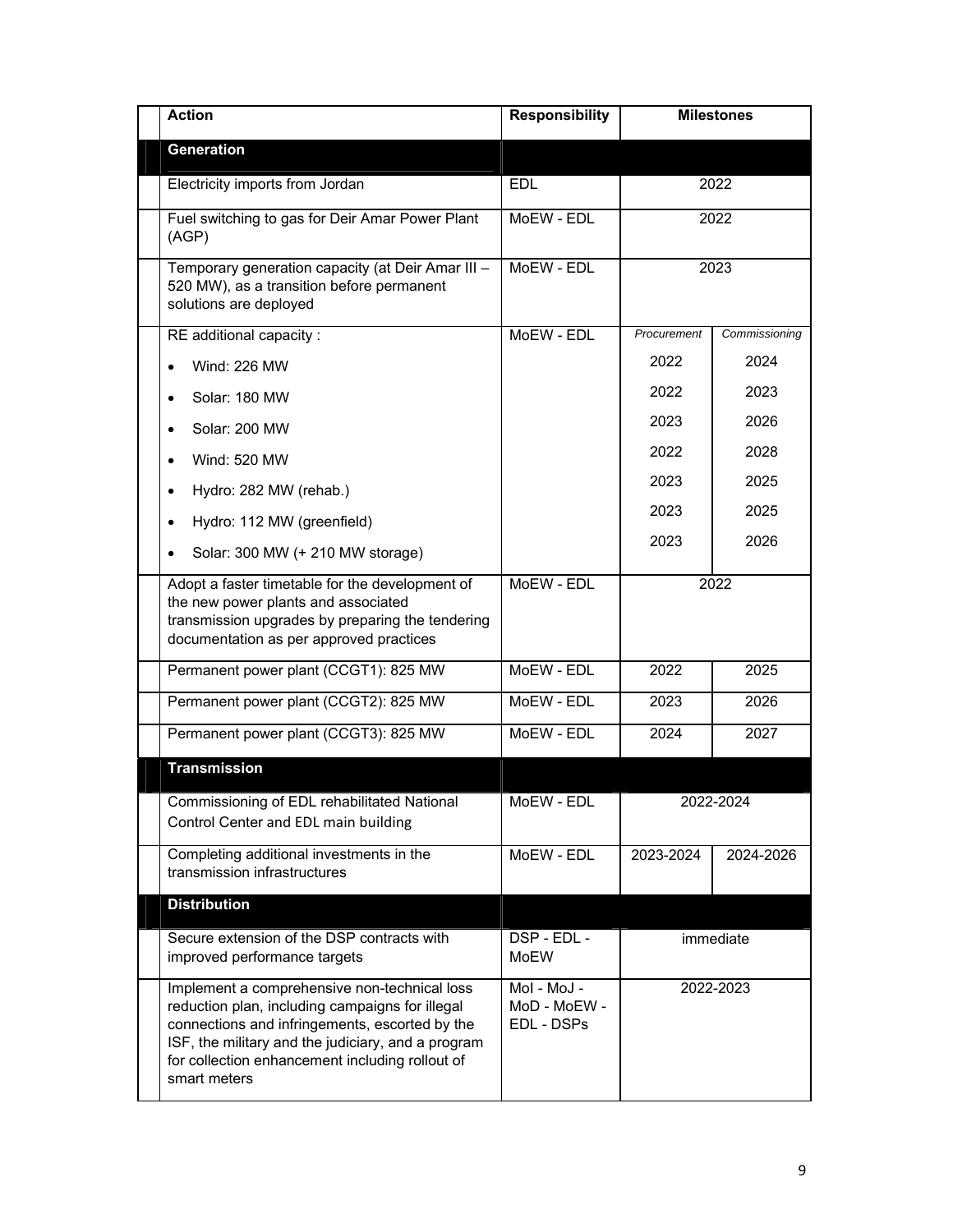| Action | Responsibility | Milestones | |
|---|---|---|---|
| **Generation** | | | |
| Electricity imports from Jordan | EDL | 2022 | |
| Fuel switching to gas for Deir Amar Power Plant (AGP) | MoEW - EDL | 2022 | |
| Temporary generation capacity (at Deir Amar III – 520 MW), as a transition before permanent solutions are deployed | MoEW - EDL | 2023 | |
| RE additional capacity : | MoEW - EDL | *Procurement* | *Commissioning* |
| • Wind: 226 MW | | 2022 | 2024 |
| • Solar: 180 MW | | 2022 | 2023 |
| • Solar: 200 MW | | 2023 | 2026 |
| • Wind: 520 MW | | 2022 | 2028 |
| • Hydro: 282 MW (rehab.) | | 2023 | 2025 |
| • Hydro: 112 MW (greenfield) | | 2023 | 2025 |
| • Solar: 300 MW (+ 210 MW storage) | | 2023 | 2026 |
| Adopt a faster timetable for the development of the new power plants and associated transmission upgrades by preparing the tendering documentation as per approved practices | MoEW - EDL | 2022 | |
| Permanent power plant (CCGT1): 825 MW | MoEW - EDL | 2022 | 2025 |
| Permanent power plant (CCGT2): 825 MW | MoEW - EDL | 2023 | 2026 |
| Permanent power plant (CCGT3): 825 MW | MoEW - EDL | 2024 | 2027 |
| **Transmission** | | | |
| Commissioning of EDL rehabilitated National Control Center and EDL main building | MoEW - EDL | 2022-2024 | |
| Completing additional investments in the transmission infrastructures | MoEW - EDL | 2023-2024 | 2024-2026 |
| **Distribution** | | | |
| Secure extension of the DSP contracts with improved performance targets | DSP - EDL - MoEW | immediate | |
| Implement a comprehensive non-technical loss reduction plan, including campaigns for illegal connections and infringements, escorted by the ISF, the military and the judiciary, and a program for collection enhancement including rollout of smart meters | MoI - MoJ - MoD - MoEW - EDL - DSPs | 2022-2023 | |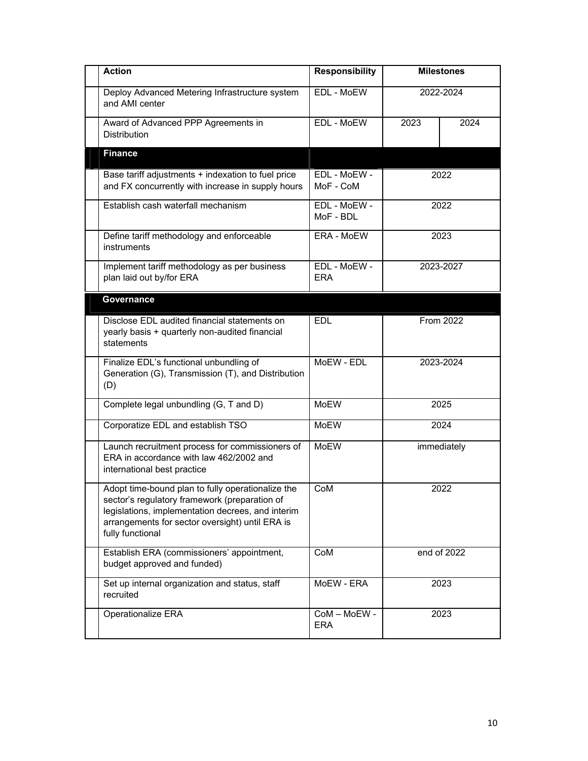| Action | Responsibility | Milestones | |
|---|---|---|---|
| Deploy Advanced Metering Infrastructure system and AMI center | EDL - MoEW | 2022-2024 | |
| Award of Advanced PPP Agreements in Distribution | EDL - MoEW | 2023 | 2024 |
| **Finance** | | | |
| Base tariff adjustments + indexation to fuel price and FX concurrently with increase in supply hours | EDL - MoEW - MoF - CoM | 2022 | |
| Establish cash waterfall mechanism | EDL - MoEW - MoF - BDL | 2022 | |
| Define tariff methodology and enforceable instruments | ERA - MoEW | 2023 | |
| Implement tariff methodology as per business plan laid out by/for ERA | EDL - MoEW - ERA | 2023-2027 | |
| **Governance** | | | |
| Disclose EDL audited financial statements on yearly basis + quarterly non-audited financial statements | EDL | From 2022 | |
| Finalize EDL's functional unbundling of Generation (G), Transmission (T), and Distribution (D) | MoEW - EDL | 2023-2024 | |
| Complete legal unbundling (G, T and D) | MoEW | 2025 | |
| Corporatize EDL and establish TSO | MoEW | 2024 | |
| Launch recruitment process for commissioners of ERA in accordance with law 462/2002 and international best practice | MoEW | immediately | |
| Adopt time-bound plan to fully operationalize the sector's regulatory framework (preparation of legislations, implementation decrees, and interim arrangements for sector oversight) until ERA is fully functional | CoM | 2022 | |
| Establish ERA (commissioners' appointment, budget approved and funded) | CoM | end of 2022 | |
| Set up internal organization and status, staff recruited | MoEW - ERA | 2023 | |
| Operationalize ERA | CoM – MoEW - ERA | 2023 | |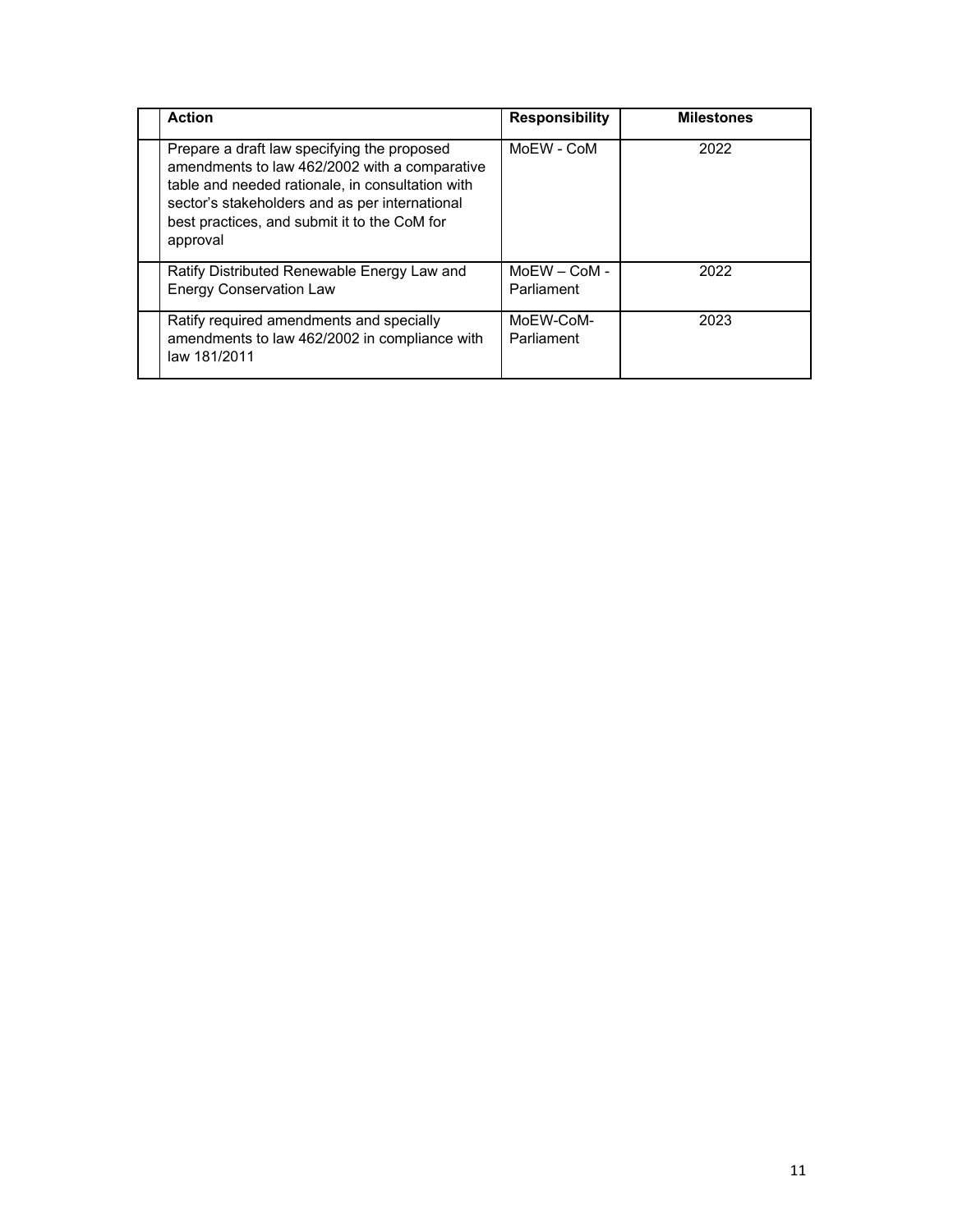| | Action | Responsibility | Milestones |
|---|---|---|---|
| | Prepare a draft law specifying the proposed amendments to law 462/2002 with a comparative table and needed rationale, in consultation with sector's stakeholders and as per international best practices, and submit it to the CoM for approval | MoEW - CoM | 2022 |
| | Ratify Distributed Renewable Energy Law and Energy Conservation Law | MoEW – CoM - Parliament | 2022 |
| | Ratify required amendments and specially amendments to law 462/2002 in compliance with law 181/2011 | MoEW-CoM-Parliament | 2023 |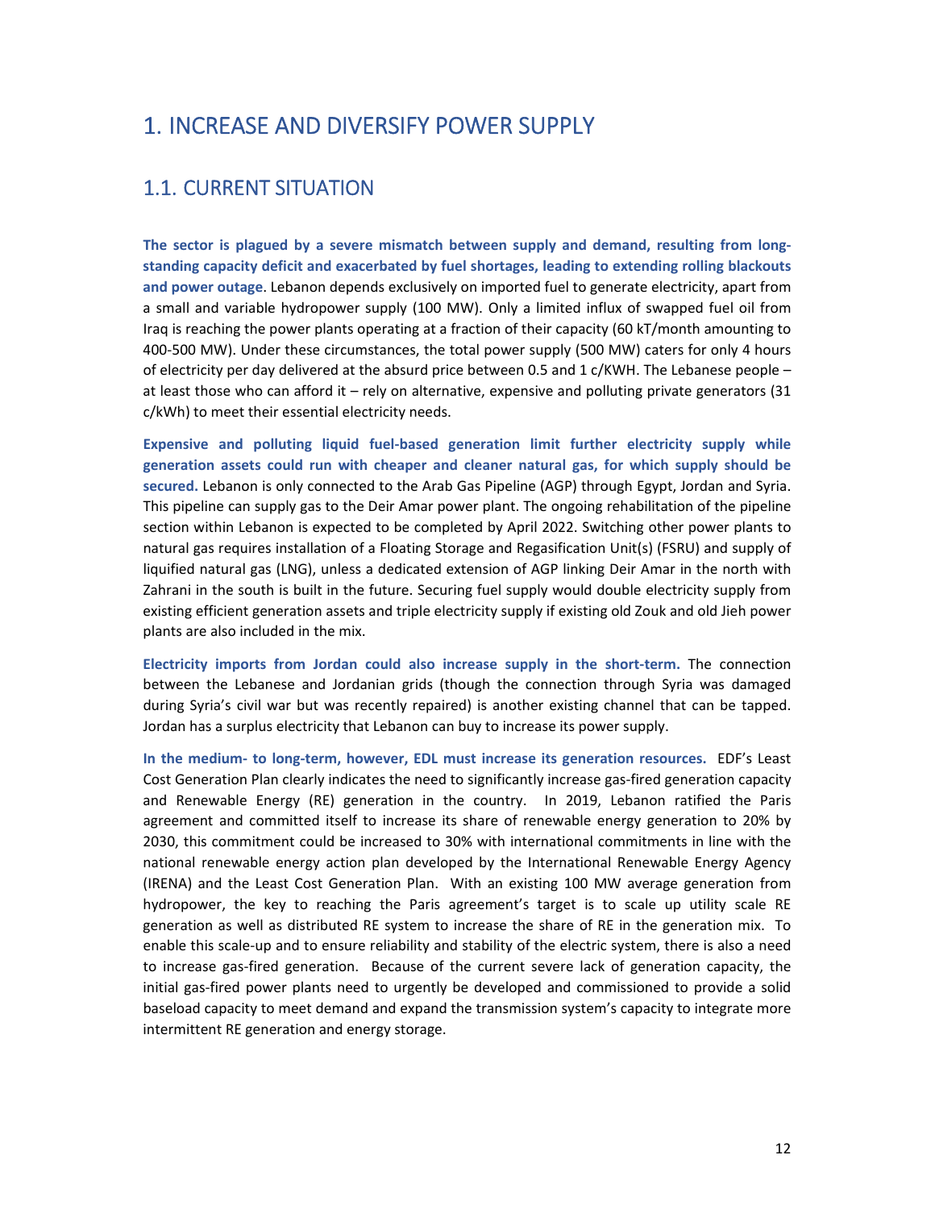# 1. INCREASE AND DIVERSIFY POWER SUPPLY

## 1.1. CURRENT SITUATION

**The sector is plagued by a severe mismatch between supply and demand, resulting from long-standing capacity deficit and exacerbated by fuel shortages, leading to extending rolling blackouts and power outage**. Lebanon depends exclusively on imported fuel to generate electricity, apart from a small and variable hydropower supply (100 MW). Only a limited influx of swapped fuel oil from Iraq is reaching the power plants operating at a fraction of their capacity (60 kT/month amounting to 400-500 MW). Under these circumstances, the total power supply (500 MW) caters for only 4 hours of electricity per day delivered at the absurd price between 0.5 and 1 c/KWH. The Lebanese people – at least those who can afford it – rely on alternative, expensive and polluting private generators (31 c/kWh) to meet their essential electricity needs.

**Expensive and polluting liquid fuel-based generation limit further electricity supply while generation assets could run with cheaper and cleaner natural gas, for which supply should be secured.** Lebanon is only connected to the Arab Gas Pipeline (AGP) through Egypt, Jordan and Syria. This pipeline can supply gas to the Deir Amar power plant. The ongoing rehabilitation of the pipeline section within Lebanon is expected to be completed by April 2022. Switching other power plants to natural gas requires installation of a Floating Storage and Regasification Unit(s) (FSRU) and supply of liquified natural gas (LNG), unless a dedicated extension of AGP linking Deir Amar in the north with Zahrani in the south is built in the future. Securing fuel supply would double electricity supply from existing efficient generation assets and triple electricity supply if existing old Zouk and old Jieh power plants are also included in the mix.

**Electricity imports from Jordan could also increase supply in the short-term.** The connection between the Lebanese and Jordanian grids (though the connection through Syria was damaged during Syria's civil war but was recently repaired) is another existing channel that can be tapped. Jordan has a surplus electricity that Lebanon can buy to increase its power supply.

**In the medium- to long-term, however, EDL must increase its generation resources.** EDF's Least Cost Generation Plan clearly indicates the need to significantly increase gas-fired generation capacity and Renewable Energy (RE) generation in the country. In 2019, Lebanon ratified the Paris agreement and committed itself to increase its share of renewable energy generation to 20% by 2030, this commitment could be increased to 30% with international commitments in line with the national renewable energy action plan developed by the International Renewable Energy Agency (IRENA) and the Least Cost Generation Plan. With an existing 100 MW average generation from hydropower, the key to reaching the Paris agreement's target is to scale up utility scale RE generation as well as distributed RE system to increase the share of RE in the generation mix. To enable this scale-up and to ensure reliability and stability of the electric system, there is also a need to increase gas-fired generation. Because of the current severe lack of generation capacity, the initial gas-fired power plants need to urgently be developed and commissioned to provide a solid baseload capacity to meet demand and expand the transmission system's capacity to integrate more intermittent RE generation and energy storage.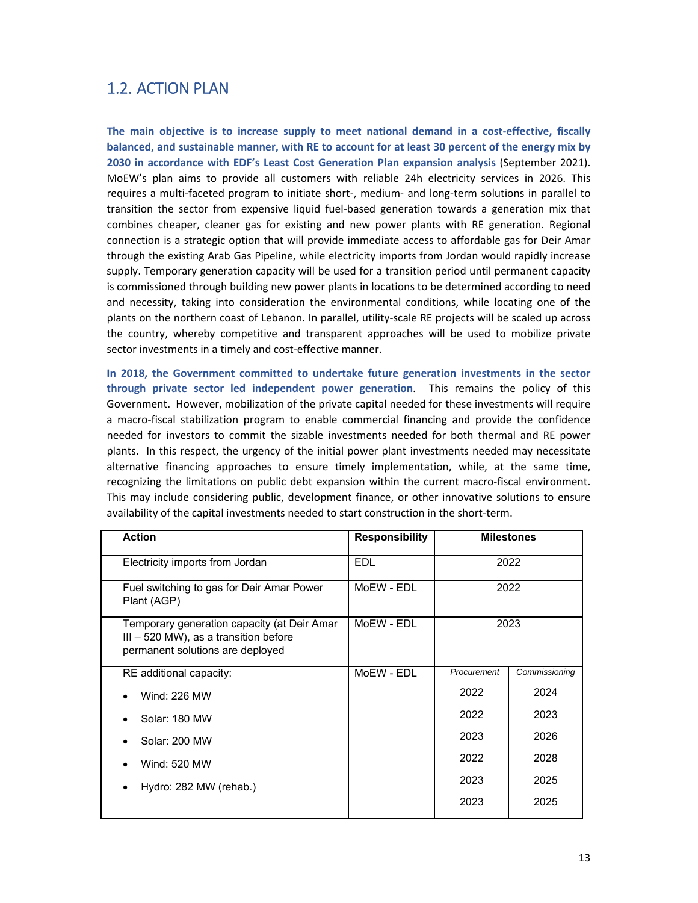## 1.2. ACTION PLAN

**The main objective is to increase supply to meet national demand in a cost-effective, fiscally balanced, and sustainable manner, with RE to account for at least 30 percent of the energy mix by 2030 in accordance with EDF's Least Cost Generation Plan expansion analysis** (September 2021). MoEW's plan aims to provide all customers with reliable 24h electricity services in 2026. This requires a multi-faceted program to initiate short-, medium- and long-term solutions in parallel to transition the sector from expensive liquid fuel-based generation towards a generation mix that combines cheaper, cleaner gas for existing and new power plants with RE generation. Regional connection is a strategic option that will provide immediate access to affordable gas for Deir Amar through the existing Arab Gas Pipeline, while electricity imports from Jordan would rapidly increase supply. Temporary generation capacity will be used for a transition period until permanent capacity is commissioned through building new power plants in locations to be determined according to need and necessity, taking into consideration the environmental conditions, while locating one of the plants on the northern coast of Lebanon. In parallel, utility-scale RE projects will be scaled up across the country, whereby competitive and transparent approaches will be used to mobilize private sector investments in a timely and cost-effective manner.

**In 2018, the Government committed to undertake future generation investments in the sector through private sector led independent power generation**. This remains the policy of this Government. However, mobilization of the private capital needed for these investments will require a macro-fiscal stabilization program to enable commercial financing and provide the confidence needed for investors to commit the sizable investments needed for both thermal and RE power plants. In this respect, the urgency of the initial power plant investments needed may necessitate alternative financing approaches to ensure timely implementation, while, at the same time, recognizing the limitations on public debt expansion within the current macro-fiscal environment. This may include considering public, development finance, or other innovative solutions to ensure availability of the capital investments needed to start construction in the short-term.

| Action | Responsibility | Milestones | |
|---|---|---|---|
| Electricity imports from Jordan | EDL | 2022 | |
| Fuel switching to gas for Deir Amar Power Plant (AGP) | MoEW - EDL | 2022 | |
| Temporary generation capacity (at Deir Amar III – 520 MW), as a transition before permanent solutions are deployed | MoEW - EDL | 2023 | |
| RE additional capacity: | MoEW - EDL | *Procurement* | *Commissioning* |
| • Wind: 226 MW | | 2022 | 2024 |
| • Solar: 180 MW | | 2022 | 2023 |
| • Solar: 200 MW | | 2023 | 2026 |
| • Wind: 520 MW | | 2022 | 2028 |
| • Hydro: 282 MW (rehab.) | | 2023 | 2025 |
| | | 2023 | 2025 |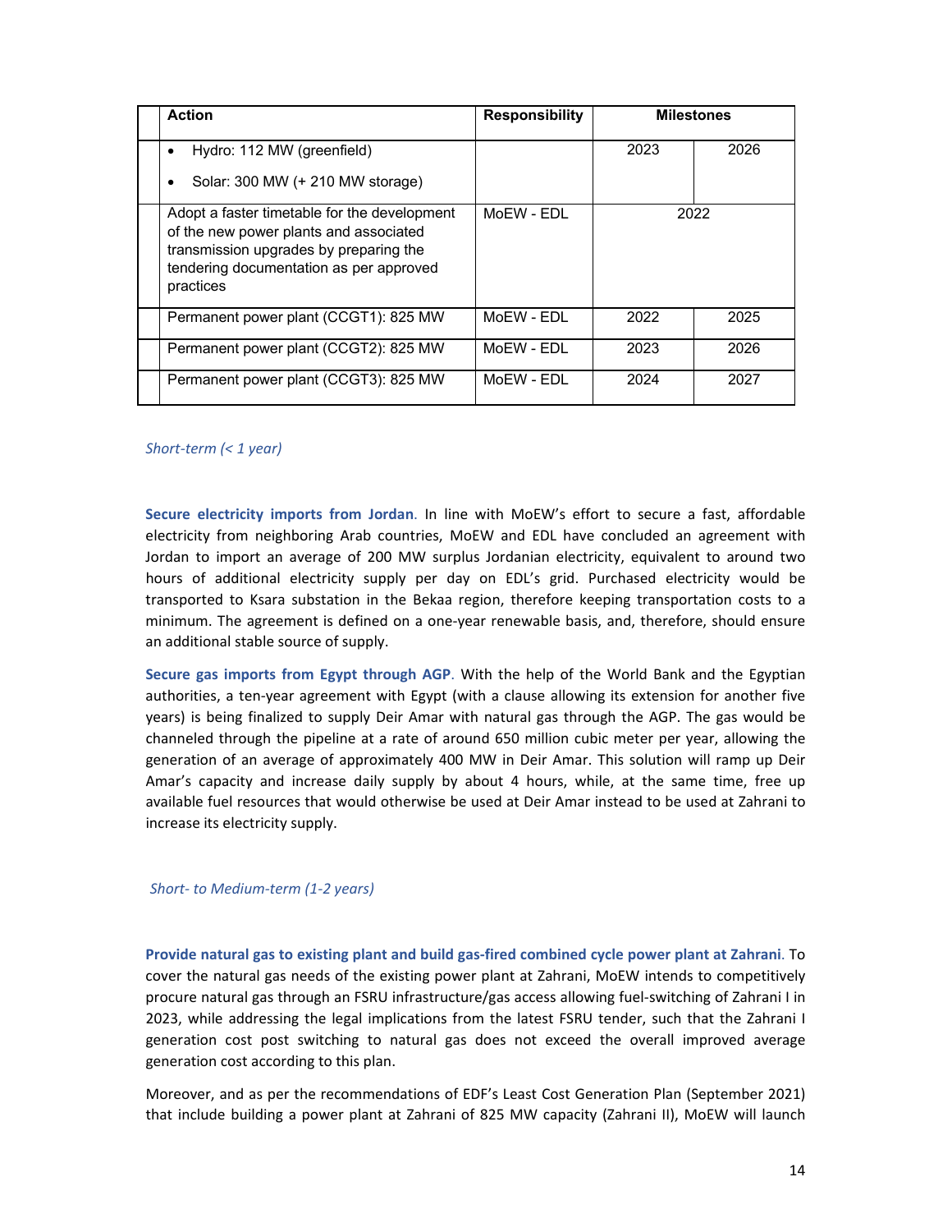| | Action | Responsibility | Milestones | |
|---|---|---|---|---|
| | • Hydro: 112 MW (greenfield)<br>• Solar: 300 MW (+ 210 MW storage) | | 2023 | 2026 |
| | Adopt a faster timetable for the development of the new power plants and associated transmission upgrades by preparing the tendering documentation as per approved practices | MoEW - EDL | 2022 | |
| | Permanent power plant (CCGT1): 825 MW | MoEW - EDL | 2022 | 2025 |
| | Permanent power plant (CCGT2): 825 MW | MoEW - EDL | 2023 | 2026 |
| | Permanent power plant (CCGT3): 825 MW | MoEW - EDL | 2024 | 2027 |

*Short-term (< 1 year)*

**Secure electricity imports from Jordan**. In line with MoEW's effort to secure a fast, affordable electricity from neighboring Arab countries, MoEW and EDL have concluded an agreement with Jordan to import an average of 200 MW surplus Jordanian electricity, equivalent to around two hours of additional electricity supply per day on EDL's grid. Purchased electricity would be transported to Ksara substation in the Bekaa region, therefore keeping transportation costs to a minimum. The agreement is defined on a one-year renewable basis, and, therefore, should ensure an additional stable source of supply.

**Secure gas imports from Egypt through AGP**. With the help of the World Bank and the Egyptian authorities, a ten-year agreement with Egypt (with a clause allowing its extension for another five years) is being finalized to supply Deir Amar with natural gas through the AGP. The gas would be channeled through the pipeline at a rate of around 650 million cubic meter per year, allowing the generation of an average of approximately 400 MW in Deir Amar. This solution will ramp up Deir Amar's capacity and increase daily supply by about 4 hours, while, at the same time, free up available fuel resources that would otherwise be used at Deir Amar instead to be used at Zahrani to increase its electricity supply.

*Short- to Medium-term (1-2 years)*

**Provide natural gas to existing plant and build gas-fired combined cycle power plant at Zahrani**. To cover the natural gas needs of the existing power plant at Zahrani, MoEW intends to competitively procure natural gas through an FSRU infrastructure/gas access allowing fuel-switching of Zahrani I in 2023, while addressing the legal implications from the latest FSRU tender, such that the Zahrani I generation cost post switching to natural gas does not exceed the overall improved average generation cost according to this plan.

Moreover, and as per the recommendations of EDF's Least Cost Generation Plan (September 2021) that include building a power plant at Zahrani of 825 MW capacity (Zahrani II), MoEW will launch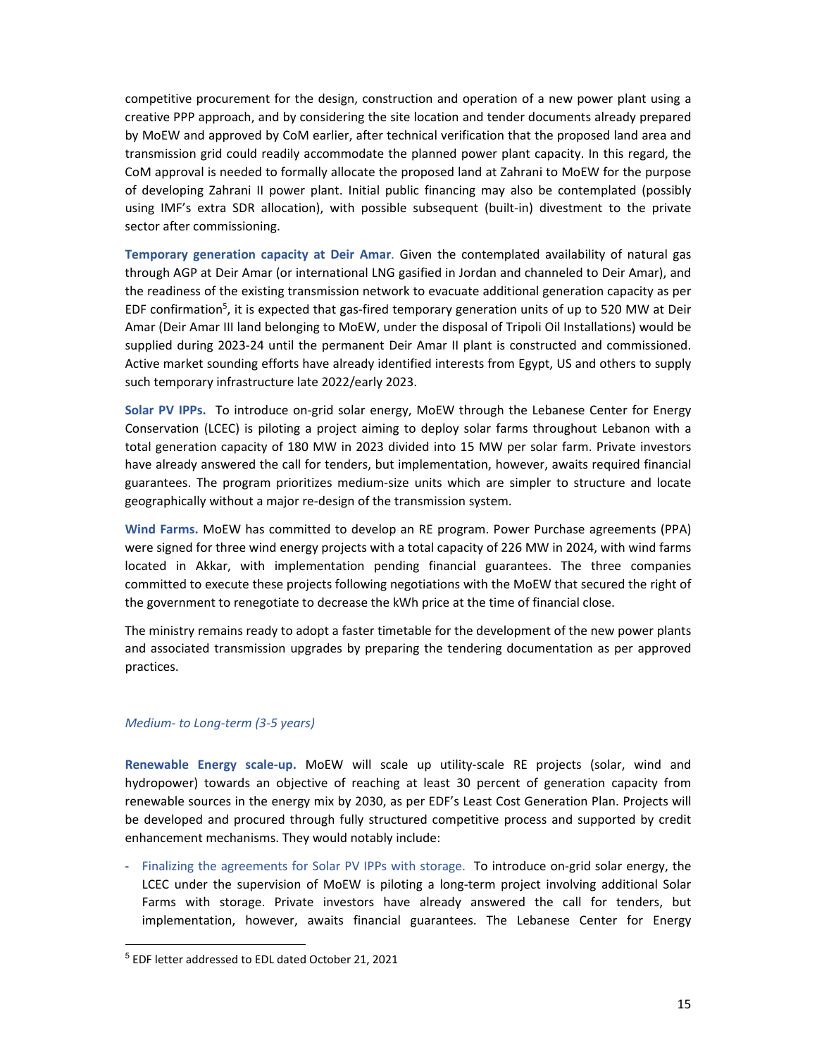competitive procurement for the design, construction and operation of a new power plant using a creative PPP approach, and by considering the site location and tender documents already prepared by MoEW and approved by CoM earlier, after technical verification that the proposed land area and transmission grid could readily accommodate the planned power plant capacity. In this regard, the CoM approval is needed to formally allocate the proposed land at Zahrani to MoEW for the purpose of developing Zahrani II power plant. Initial public financing may also be contemplated (possibly using IMF's extra SDR allocation), with possible subsequent (built-in) divestment to the private sector after commissioning.

**Temporary generation capacity at Deir Amar**. Given the contemplated availability of natural gas through AGP at Deir Amar (or international LNG gasified in Jordan and channeled to Deir Amar), and the readiness of the existing transmission network to evacuate additional generation capacity as per EDF confirmation[5], it is expected that gas-fired temporary generation units of up to 520 MW at Deir Amar (Deir Amar III land belonging to MoEW, under the disposal of Tripoli Oil Installations) would be supplied during 2023-24 until the permanent Deir Amar II plant is constructed and commissioned. Active market sounding efforts have already identified interests from Egypt, US and others to supply such temporary infrastructure late 2022/early 2023.

**Solar PV IPPs.** To introduce on-grid solar energy, MoEW through the Lebanese Center for Energy Conservation (LCEC) is piloting a project aiming to deploy solar farms throughout Lebanon with a total generation capacity of 180 MW in 2023 divided into 15 MW per solar farm. Private investors have already answered the call for tenders, but implementation, however, awaits required financial guarantees. The program prioritizes medium-size units which are simpler to structure and locate geographically without a major re-design of the transmission system.

**Wind Farms.** MoEW has committed to develop an RE program. Power Purchase agreements (PPA) were signed for three wind energy projects with a total capacity of 226 MW in 2024, with wind farms located in Akkar, with implementation pending financial guarantees. The three companies committed to execute these projects following negotiations with the MoEW that secured the right of the government to renegotiate to decrease the kWh price at the time of financial close.

The ministry remains ready to adopt a faster timetable for the development of the new power plants and associated transmission upgrades by preparing the tendering documentation as per approved practices.

*Medium- to Long-term (3-5 years)*

**Renewable Energy scale-up.** MoEW will scale up utility-scale RE projects (solar, wind and hydropower) towards an objective of reaching at least 30 percent of generation capacity from renewable sources in the energy mix by 2030, as per EDF's Least Cost Generation Plan. Projects will be developed and procured through fully structured competitive process and supported by credit enhancement mechanisms. They would notably include:

- Finalizing the agreements for Solar PV IPPs with storage. To introduce on-grid solar energy, the LCEC under the supervision of MoEW is piloting a long-term project involving additional Solar Farms with storage. Private investors have already answered the call for tenders, but implementation, however, awaits financial guarantees. The Lebanese Center for Energy

[5] EDF letter addressed to EDL dated October 21, 2021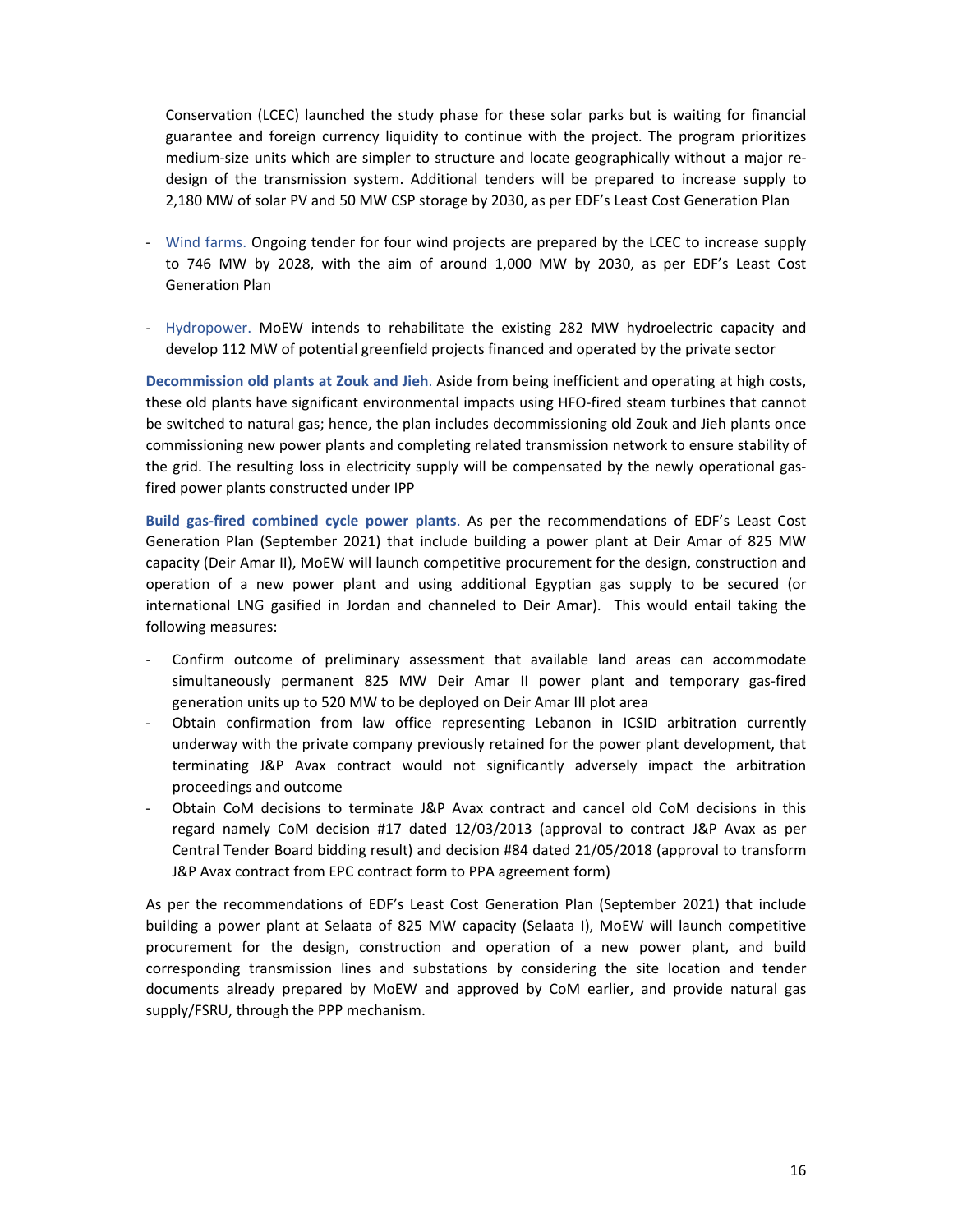Conservation (LCEC) launched the study phase for these solar parks but is waiting for financial guarantee and foreign currency liquidity to continue with the project. The program prioritizes medium-size units which are simpler to structure and locate geographically without a major re-design of the transmission system. Additional tenders will be prepared to increase supply to 2,180 MW of solar PV and 50 MW CSP storage by 2030, as per EDF's Least Cost Generation Plan

- Wind farms. Ongoing tender for four wind projects are prepared by the LCEC to increase supply to 746 MW by 2028, with the aim of around 1,000 MW by 2030, as per EDF's Least Cost Generation Plan

- Hydropower. MoEW intends to rehabilitate the existing 282 MW hydroelectric capacity and develop 112 MW of potential greenfield projects financed and operated by the private sector

**Decommission old plants at Zouk and Jieh**. Aside from being inefficient and operating at high costs, these old plants have significant environmental impacts using HFO-fired steam turbines that cannot be switched to natural gas; hence, the plan includes decommissioning old Zouk and Jieh plants once commissioning new power plants and completing related transmission network to ensure stability of the grid. The resulting loss in electricity supply will be compensated by the newly operational gas-fired power plants constructed under IPP

**Build gas-fired combined cycle power plants**. As per the recommendations of EDF's Least Cost Generation Plan (September 2021) that include building a power plant at Deir Amar of 825 MW capacity (Deir Amar II), MoEW will launch competitive procurement for the design, construction and operation of a new power plant and using additional Egyptian gas supply to be secured (or international LNG gasified in Jordan and channeled to Deir Amar). This would entail taking the following measures:

- Confirm outcome of preliminary assessment that available land areas can accommodate simultaneously permanent 825 MW Deir Amar II power plant and temporary gas-fired generation units up to 520 MW to be deployed on Deir Amar III plot area
- Obtain confirmation from law office representing Lebanon in ICSID arbitration currently underway with the private company previously retained for the power plant development, that terminating J&P Avax contract would not significantly adversely impact the arbitration proceedings and outcome
- Obtain CoM decisions to terminate J&P Avax contract and cancel old CoM decisions in this regard namely CoM decision #17 dated 12/03/2013 (approval to contract J&P Avax as per Central Tender Board bidding result) and decision #84 dated 21/05/2018 (approval to transform J&P Avax contract from EPC contract form to PPA agreement form)

As per the recommendations of EDF's Least Cost Generation Plan (September 2021) that include building a power plant at Selaata of 825 MW capacity (Selaata I), MoEW will launch competitive procurement for the design, construction and operation of a new power plant, and build corresponding transmission lines and substations by considering the site location and tender documents already prepared by MoEW and approved by CoM earlier, and provide natural gas supply/FSRU, through the PPP mechanism.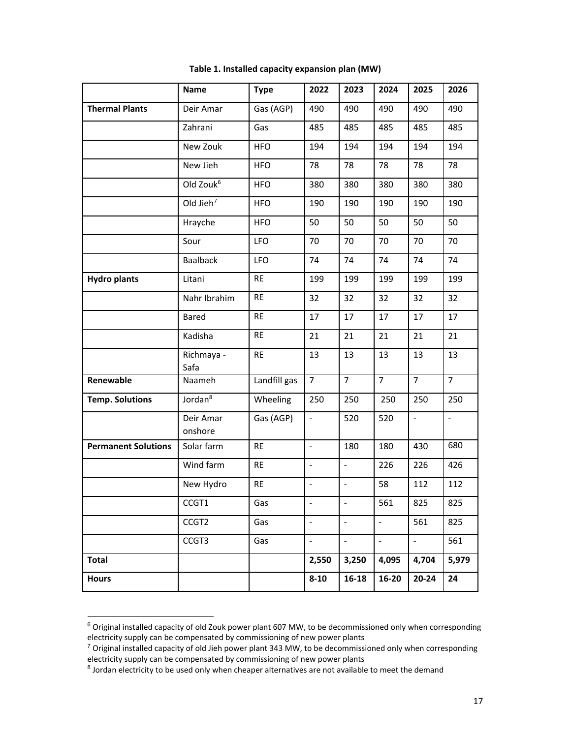**Table 1. Installed capacity expansion plan (MW)**

| | Name | Type | 2022 | 2023 | 2024 | 2025 | 2026 |
|---|---|---|---|---|---|---|---|
| **Thermal Plants** | Deir Amar | Gas (AGP) | 490 | 490 | 490 | 490 | 490 |
| | Zahrani | Gas | 485 | 485 | 485 | 485 | 485 |
| | New Zouk | HFO | 194 | 194 | 194 | 194 | 194 |
| | New Jieh | HFO | 78 | 78 | 78 | 78 | 78 |
| | Old Zouk[6] | HFO | 380 | 380 | 380 | 380 | 380 |
| | Old Jieh[7] | HFO | 190 | 190 | 190 | 190 | 190 |
| | Hrayche | HFO | 50 | 50 | 50 | 50 | 50 |
| | Sour | LFO | 70 | 70 | 70 | 70 | 70 |
| | Baalback | LFO | 74 | 74 | 74 | 74 | 74 |
| **Hydro plants** | Litani | RE | 199 | 199 | 199 | 199 | 199 |
| | Nahr Ibrahim | RE | 32 | 32 | 32 | 32 | 32 |
| | Bared | RE | 17 | 17 | 17 | 17 | 17 |
| | Kadisha | RE | 21 | 21 | 21 | 21 | 21 |
| | Richmaya - Safa | RE | 13 | 13 | 13 | 13 | 13 |
| **Renewable** | Naameh | Landfill gas | 7 | 7 | 7 | 7 | 7 |
| **Temp. Solutions** | Jordan[8] | Wheeling | 250 | 250 | 250 | 250 | 250 |
| | Deir Amar onshore | Gas (AGP) | - | 520 | 520 | - | - |
| **Permanent Solutions** | Solar farm | RE | - | 180 | 180 | 430 | 680 |
| | Wind farm | RE | - | - | 226 | 226 | 426 |
| | New Hydro | RE | - | - | 58 | 112 | 112 |
| | CCGT1 | Gas | - | - | 561 | 825 | 825 |
| | CCGT2 | Gas | - | - | - | 561 | 825 |
| | CCGT3 | Gas | - | - | - | - | 561 |
| **Total** | | | **2,550** | **3,250** | **4,095** | **4,704** | **5,979** |
| **Hours** | | | **8-10** | **16-18** | **16-20** | **20-24** | **24** |

[6] Original installed capacity of old Zouk power plant 607 MW, to be decommissioned only when corresponding electricity supply can be compensated by commissioning of new power plants

[7] Original installed capacity of old Jieh power plant 343 MW, to be decommissioned only when corresponding electricity supply can be compensated by commissioning of new power plants

[8] Jordan electricity to be used only when cheaper alternatives are not available to meet the demand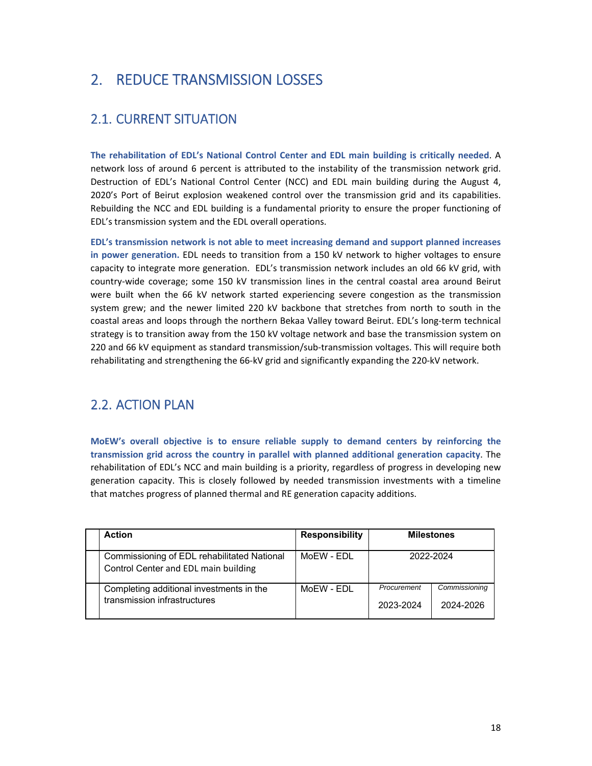# 2. REDUCE TRANSMISSION LOSSES

## 2.1. CURRENT SITUATION

**The rehabilitation of EDL's National Control Center and EDL main building is critically needed**. A network loss of around 6 percent is attributed to the instability of the transmission network grid. Destruction of EDL's National Control Center (NCC) and EDL main building during the August 4, 2020's Port of Beirut explosion weakened control over the transmission grid and its capabilities. Rebuilding the NCC and EDL building is a fundamental priority to ensure the proper functioning of EDL's transmission system and the EDL overall operations.

**EDL's transmission network is not able to meet increasing demand and support planned increases in power generation.** EDL needs to transition from a 150 kV network to higher voltages to ensure capacity to integrate more generation. EDL's transmission network includes an old 66 kV grid, with country-wide coverage; some 150 kV transmission lines in the central coastal area around Beirut were built when the 66 kV network started experiencing severe congestion as the transmission system grew; and the newer limited 220 kV backbone that stretches from north to south in the coastal areas and loops through the northern Bekaa Valley toward Beirut. EDL's long-term technical strategy is to transition away from the 150 kV voltage network and base the transmission system on 220 and 66 kV equipment as standard transmission/sub-transmission voltages. This will require both rehabilitating and strengthening the 66-kV grid and significantly expanding the 220-kV network.

## 2.2. ACTION PLAN

**MoEW's overall objective is to ensure reliable supply to demand centers by reinforcing the transmission grid across the country in parallel with planned additional generation capacity**. The rehabilitation of EDL's NCC and main building is a priority, regardless of progress in developing new generation capacity. This is closely followed by needed transmission investments with a timeline that matches progress of planned thermal and RE generation capacity additions.

| | Action | Responsibility | Milestones | |
|---|---|---|---|---|
| | Commissioning of EDL rehabilitated National Control Center and EDL main building | MoEW - EDL | 2022-2024 | |
| | Completing additional investments in the transmission infrastructures | MoEW - EDL | *Procurement* 2023-2024 | *Commissioning* 2024-2026 |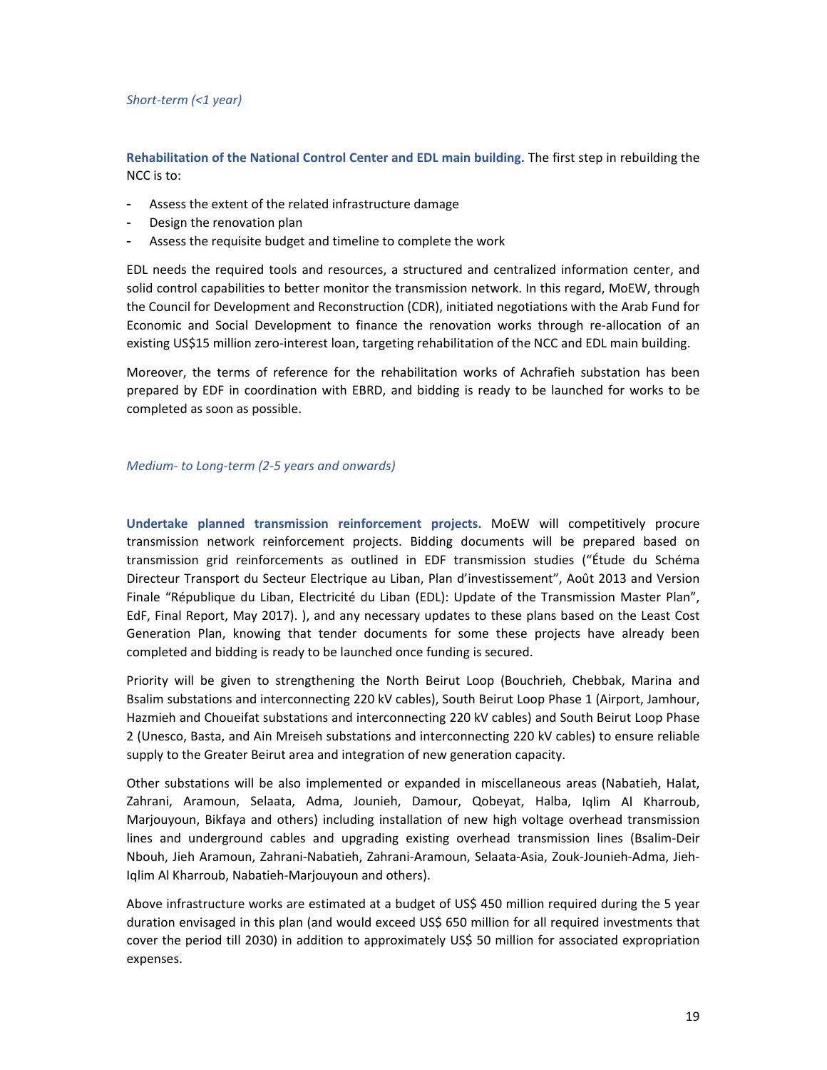*Short-term (<1 year)*

**Rehabilitation of the National Control Center and EDL main building.** The first step in rebuilding the NCC is to:

- Assess the extent of the related infrastructure damage
- Design the renovation plan
- Assess the requisite budget and timeline to complete the work

EDL needs the required tools and resources, a structured and centralized information center, and solid control capabilities to better monitor the transmission network. In this regard, MoEW, through the Council for Development and Reconstruction (CDR), initiated negotiations with the Arab Fund for Economic and Social Development to finance the renovation works through re-allocation of an existing US$15 million zero-interest loan, targeting rehabilitation of the NCC and EDL main building.

Moreover, the terms of reference for the rehabilitation works of Achrafieh substation has been prepared by EDF in coordination with EBRD, and bidding is ready to be launched for works to be completed as soon as possible.

*Medium- to Long-term (2-5 years and onwards)*

**Undertake planned transmission reinforcement projects.** MoEW will competitively procure transmission network reinforcement projects. Bidding documents will be prepared based on transmission grid reinforcements as outlined in EDF transmission studies ("Étude du Schéma Directeur Transport du Secteur Electrique au Liban, Plan d'investissement", Août 2013 and Version Finale "République du Liban, Electricité du Liban (EDL): Update of the Transmission Master Plan", EdF, Final Report, May 2017). ), and any necessary updates to these plans based on the Least Cost Generation Plan, knowing that tender documents for some these projects have already been completed and bidding is ready to be launched once funding is secured.

Priority will be given to strengthening the North Beirut Loop (Bouchrieh, Chebbak, Marina and Bsalim substations and interconnecting 220 kV cables), South Beirut Loop Phase 1 (Airport, Jamhour, Hazmieh and Choueifat substations and interconnecting 220 kV cables) and South Beirut Loop Phase 2 (Unesco, Basta, and Ain Mreiseh substations and interconnecting 220 kV cables) to ensure reliable supply to the Greater Beirut area and integration of new generation capacity.

Other substations will be also implemented or expanded in miscellaneous areas (Nabatieh, Halat, Zahrani, Aramoun, Selaata, Adma, Jounieh, Damour, Qobeyat, Halba, Iqlim Al Kharroub, Marjouyoun, Bikfaya and others) including installation of new high voltage overhead transmission lines and underground cables and upgrading existing overhead transmission lines (Bsalim-Deir Nbouh, Jieh Aramoun, Zahrani-Nabatieh, Zahrani-Aramoun, Selaata-Asia, Zouk-Jounieh-Adma, Jieh-Iqlim Al Kharroub, Nabatieh-Marjouyoun and others).

Above infrastructure works are estimated at a budget of US$ 450 million required during the 5 year duration envisaged in this plan (and would exceed US$ 650 million for all required investments that cover the period till 2030) in addition to approximately US$ 50 million for associated expropriation expenses.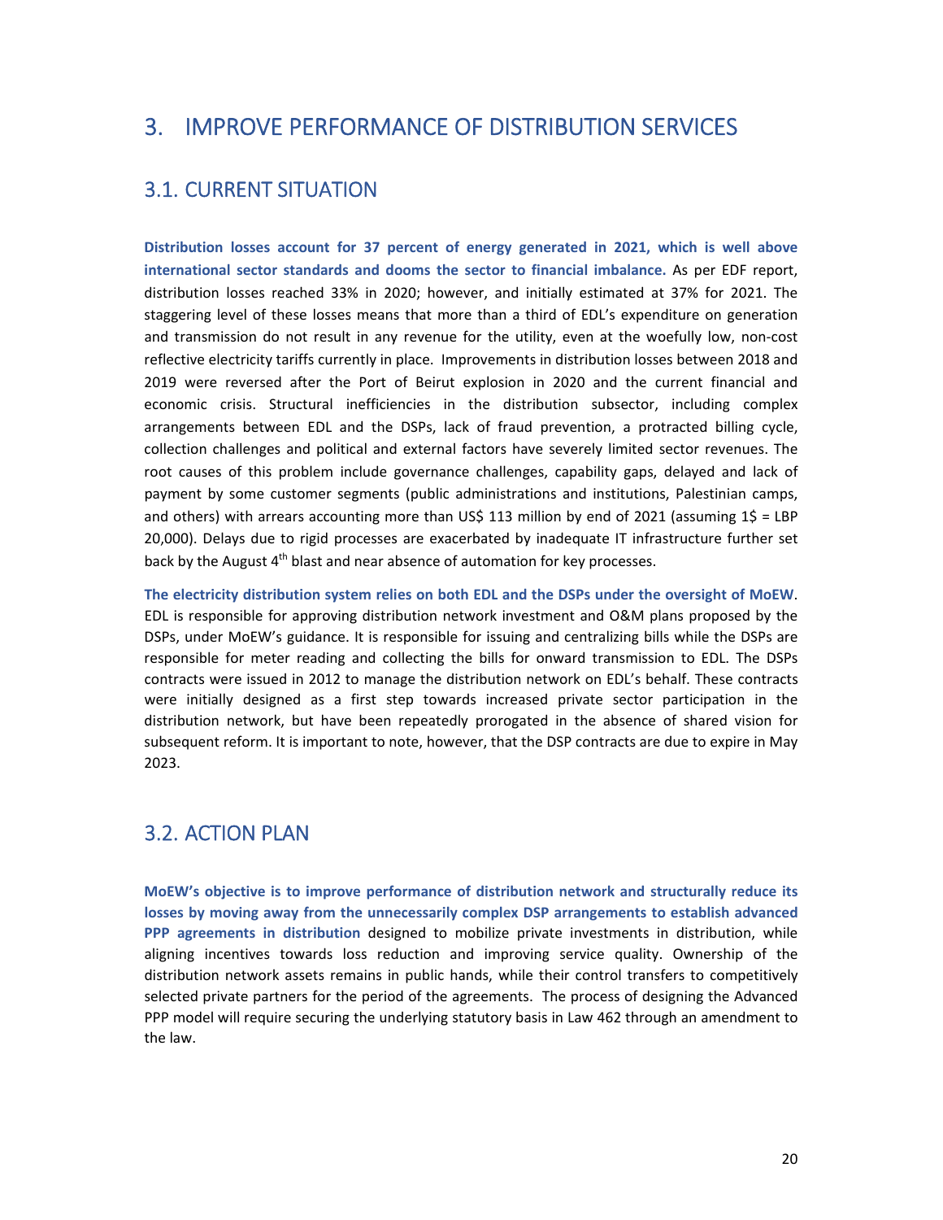# 3. IMPROVE PERFORMANCE OF DISTRIBUTION SERVICES

## 3.1. CURRENT SITUATION

**Distribution losses account for 37 percent of energy generated in 2021, which is well above international sector standards and dooms the sector to financial imbalance.** As per EDF report, distribution losses reached 33% in 2020; however, and initially estimated at 37% for 2021. The staggering level of these losses means that more than a third of EDL's expenditure on generation and transmission do not result in any revenue for the utility, even at the woefully low, non-cost reflective electricity tariffs currently in place. Improvements in distribution losses between 2018 and 2019 were reversed after the Port of Beirut explosion in 2020 and the current financial and economic crisis. Structural inefficiencies in the distribution subsector, including complex arrangements between EDL and the DSPs, lack of fraud prevention, a protracted billing cycle, collection challenges and political and external factors have severely limited sector revenues. The root causes of this problem include governance challenges, capability gaps, delayed and lack of payment by some customer segments (public administrations and institutions, Palestinian camps, and others) with arrears accounting more than US$ 113 million by end of 2021 (assuming 1$ = LBP 20,000). Delays due to rigid processes are exacerbated by inadequate IT infrastructure further set back by the August 4th blast and near absence of automation for key processes.

**The electricity distribution system relies on both EDL and the DSPs under the oversight of MoEW**. EDL is responsible for approving distribution network investment and O&M plans proposed by the DSPs, under MoEW's guidance. It is responsible for issuing and centralizing bills while the DSPs are responsible for meter reading and collecting the bills for onward transmission to EDL. The DSPs contracts were issued in 2012 to manage the distribution network on EDL's behalf. These contracts were initially designed as a first step towards increased private sector participation in the distribution network, but have been repeatedly prorogated in the absence of shared vision for subsequent reform. It is important to note, however, that the DSP contracts are due to expire in May 2023.

## 3.2. ACTION PLAN

**MoEW's objective is to improve performance of distribution network and structurally reduce its losses by moving away from the unnecessarily complex DSP arrangements to establish advanced PPP agreements in distribution** designed to mobilize private investments in distribution, while aligning incentives towards loss reduction and improving service quality. Ownership of the distribution network assets remains in public hands, while their control transfers to competitively selected private partners for the period of the agreements. The process of designing the Advanced PPP model will require securing the underlying statutory basis in Law 462 through an amendment to the law.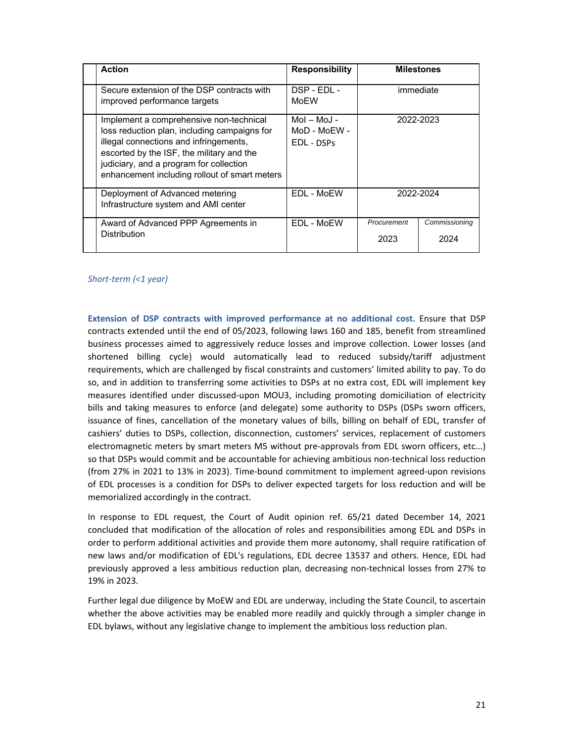| | Action | Responsibility | Milestones | |
|---|---|---|---|---|
| | Secure extension of the DSP contracts with improved performance targets | DSP - EDL - MoEW | immediate | |
| | Implement a comprehensive non-technical loss reduction plan, including campaigns for illegal connections and infringements, escorted by the ISF, the military and the judiciary, and a program for collection enhancement including rollout of smart meters | MoI – MoJ - MoD - MoEW - EDL - DSPs | 2022-2023 | |
| | Deployment of Advanced metering Infrastructure system and AMI center | EDL - MoEW | 2022-2024 | |
| | Award of Advanced PPP Agreements in Distribution | EDL - MoEW | *Procurement* 2023 | *Commissioning* 2024 |

*Short-term (<1 year)*

**Extension of DSP contracts with improved performance at no additional cost.** Ensure that DSP contracts extended until the end of 05/2023, following laws 160 and 185, benefit from streamlined business processes aimed to aggressively reduce losses and improve collection. Lower losses (and shortened billing cycle) would automatically lead to reduced subsidy/tariff adjustment requirements, which are challenged by fiscal constraints and customers' limited ability to pay. To do so, and in addition to transferring some activities to DSPs at no extra cost, EDL will implement key measures identified under discussed-upon MOU3, including promoting domiciliation of electricity bills and taking measures to enforce (and delegate) some authority to DSPs (DSPs sworn officers, issuance of fines, cancellation of the monetary values of bills, billing on behalf of EDL, transfer of cashiers' duties to DSPs, collection, disconnection, customers' services, replacement of customers electromagnetic meters by smart meters M5 without pre-approvals from EDL sworn officers, etc...) so that DSPs would commit and be accountable for achieving ambitious non-technical loss reduction (from 27% in 2021 to 13% in 2023). Time-bound commitment to implement agreed-upon revisions of EDL processes is a condition for DSPs to deliver expected targets for loss reduction and will be memorialized accordingly in the contract.

In response to EDL request, the Court of Audit opinion ref. 65/21 dated December 14, 2021 concluded that modification of the allocation of roles and responsibilities among EDL and DSPs in order to perform additional activities and provide them more autonomy, shall require ratification of new laws and/or modification of EDL's regulations, EDL decree 13537 and others. Hence, EDL had previously approved a less ambitious reduction plan, decreasing non-technical losses from 27% to 19% in 2023.

Further legal due diligence by MoEW and EDL are underway, including the State Council, to ascertain whether the above activities may be enabled more readily and quickly through a simpler change in EDL bylaws, without any legislative change to implement the ambitious loss reduction plan.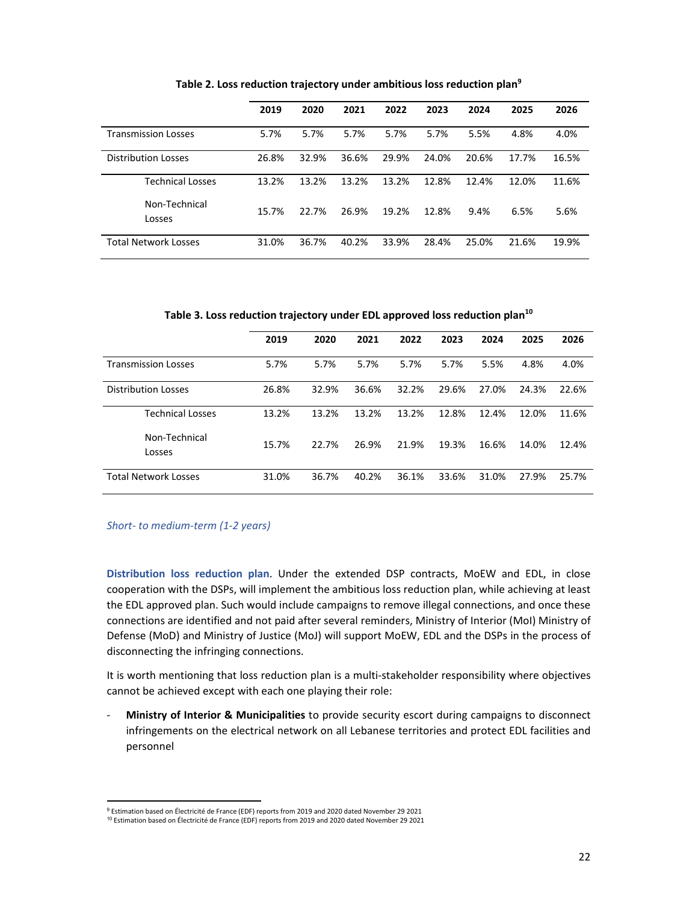**Table 2. Loss reduction trajectory under ambitious loss reduction plan[9]**

| | 2019 | 2020 | 2021 | 2022 | 2023 | 2024 | 2025 | 2026 |
|---|---|---|---|---|---|---|---|---|
| Transmission Losses | 5.7% | 5.7% | 5.7% | 5.7% | 5.7% | 5.5% | 4.8% | 4.0% |
| Distribution Losses | 26.8% | 32.9% | 36.6% | 29.9% | 24.0% | 20.6% | 17.7% | 16.5% |
| Technical Losses | 13.2% | 13.2% | 13.2% | 13.2% | 12.8% | 12.4% | 12.0% | 11.6% |
| Non-Technical Losses | 15.7% | 22.7% | 26.9% | 19.2% | 12.8% | 9.4% | 6.5% | 5.6% |
| Total Network Losses | 31.0% | 36.7% | 40.2% | 33.9% | 28.4% | 25.0% | 21.6% | 19.9% |

**Table 3. Loss reduction trajectory under EDL approved loss reduction plan[10]**

| | 2019 | 2020 | 2021 | 2022 | 2023 | 2024 | 2025 | 2026 |
|---|---|---|---|---|---|---|---|---|
| Transmission Losses | 5.7% | 5.7% | 5.7% | 5.7% | 5.7% | 5.5% | 4.8% | 4.0% |
| Distribution Losses | 26.8% | 32.9% | 36.6% | 32.2% | 29.6% | 27.0% | 24.3% | 22.6% |
| Technical Losses | 13.2% | 13.2% | 13.2% | 13.2% | 12.8% | 12.4% | 12.0% | 11.6% |
| Non-Technical Losses | 15.7% | 22.7% | 26.9% | 21.9% | 19.3% | 16.6% | 14.0% | 12.4% |
| Total Network Losses | 31.0% | 36.7% | 40.2% | 36.1% | 33.6% | 31.0% | 27.9% | 25.7% |

*Short- to medium-term (1-2 years)*

**Distribution loss reduction plan**. Under the extended DSP contracts, MoEW and EDL, in close cooperation with the DSPs, will implement the ambitious loss reduction plan, while achieving at least the EDL approved plan. Such would include campaigns to remove illegal connections, and once these connections are identified and not paid after several reminders, Ministry of Interior (MoI) Ministry of Defense (MoD) and Ministry of Justice (MoJ) will support MoEW, EDL and the DSPs in the process of disconnecting the infringing connections.

It is worth mentioning that loss reduction plan is a multi-stakeholder responsibility where objectives cannot be achieved except with each one playing their role:

- **Ministry of Interior & Municipalities** to provide security escort during campaigns to disconnect infringements on the electrical network on all Lebanese territories and protect EDL facilities and personnel

[9] Estimation based on Électricité de France (EDF) reports from 2019 and 2020 dated November 29 2021

[10] Estimation based on Électricité de France (EDF) reports from 2019 and 2020 dated November 29 2021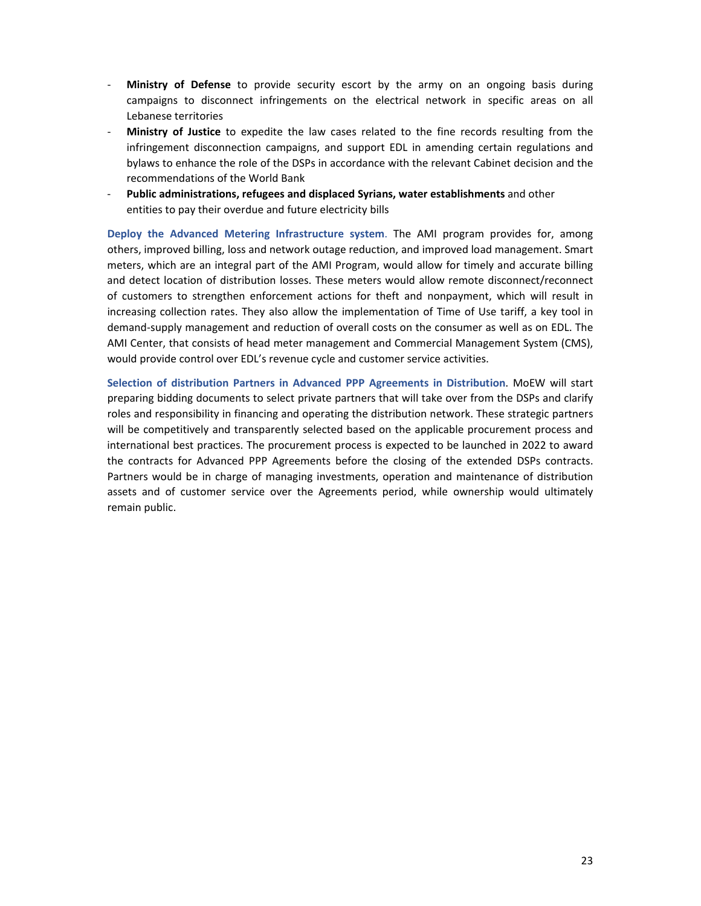- **Ministry of Defense** to provide security escort by the army on an ongoing basis during campaigns to disconnect infringements on the electrical network in specific areas on all Lebanese territories
- **Ministry of Justice** to expedite the law cases related to the fine records resulting from the infringement disconnection campaigns, and support EDL in amending certain regulations and bylaws to enhance the role of the DSPs in accordance with the relevant Cabinet decision and the recommendations of the World Bank
- **Public administrations, refugees and displaced Syrians, water establishments** and other entities to pay their overdue and future electricity bills

**Deploy the Advanced Metering Infrastructure system**. The AMI program provides for, among others, improved billing, loss and network outage reduction, and improved load management. Smart meters, which are an integral part of the AMI Program, would allow for timely and accurate billing and detect location of distribution losses. These meters would allow remote disconnect/reconnect of customers to strengthen enforcement actions for theft and nonpayment, which will result in increasing collection rates. They also allow the implementation of Time of Use tariff, a key tool in demand-supply management and reduction of overall costs on the consumer as well as on EDL. The AMI Center, that consists of head meter management and Commercial Management System (CMS), would provide control over EDL's revenue cycle and customer service activities.

**Selection of distribution Partners in Advanced PPP Agreements in Distribution**. MoEW will start preparing bidding documents to select private partners that will take over from the DSPs and clarify roles and responsibility in financing and operating the distribution network. These strategic partners will be competitively and transparently selected based on the applicable procurement process and international best practices. The procurement process is expected to be launched in 2022 to award the contracts for Advanced PPP Agreements before the closing of the extended DSPs contracts. Partners would be in charge of managing investments, operation and maintenance of distribution assets and of customer service over the Agreements period, while ownership would ultimately remain public.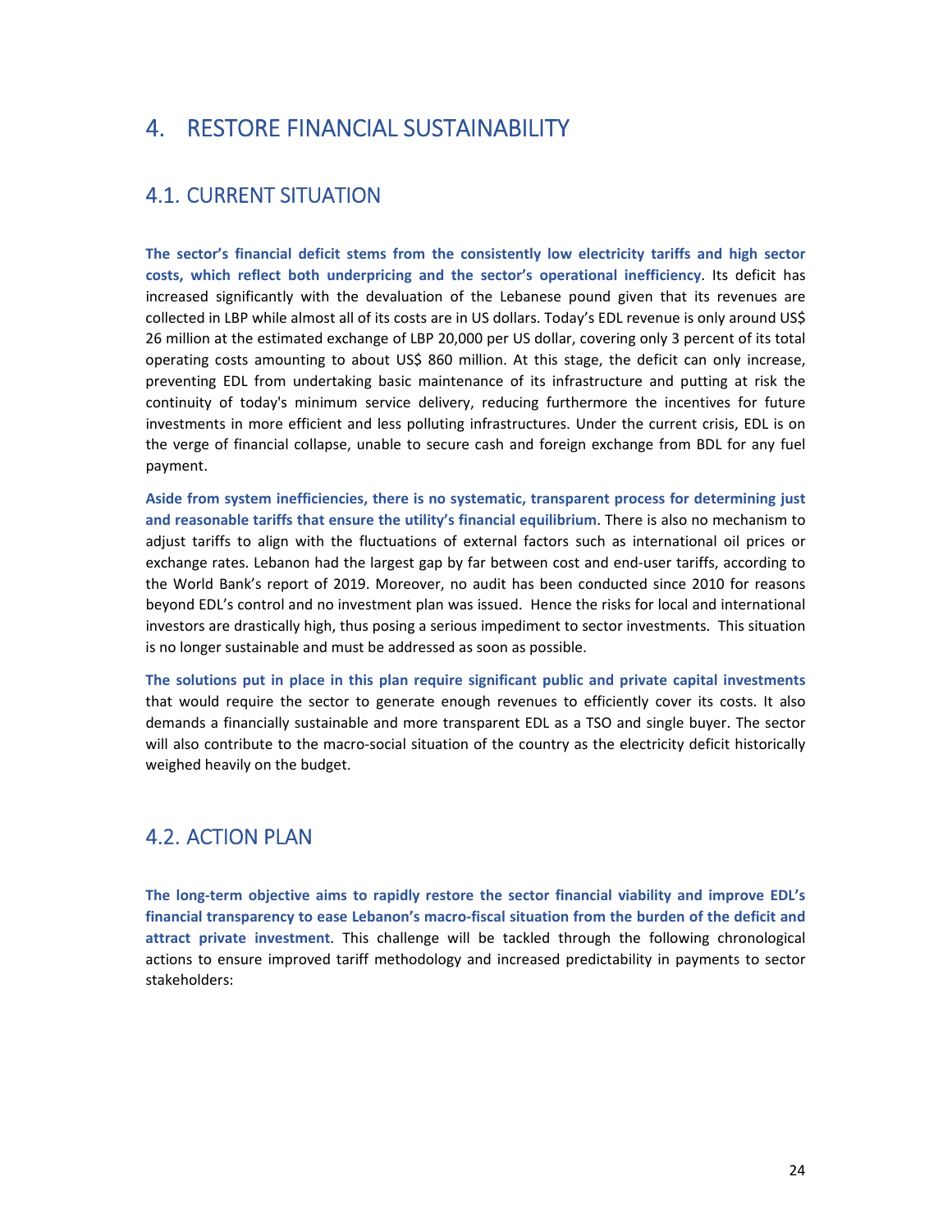# 4. RESTORE FINANCIAL SUSTAINABILITY

## 4.1. CURRENT SITUATION

**The sector's financial deficit stems from the consistently low electricity tariffs and high sector costs, which reflect both underpricing and the sector's operational inefficiency**. Its deficit has increased significantly with the devaluation of the Lebanese pound given that its revenues are collected in LBP while almost all of its costs are in US dollars. Today's EDL revenue is only around US$ 26 million at the estimated exchange of LBP 20,000 per US dollar, covering only 3 percent of its total operating costs amounting to about US$ 860 million. At this stage, the deficit can only increase, preventing EDL from undertaking basic maintenance of its infrastructure and putting at risk the continuity of today's minimum service delivery, reducing furthermore the incentives for future investments in more efficient and less polluting infrastructures. Under the current crisis, EDL is on the verge of financial collapse, unable to secure cash and foreign exchange from BDL for any fuel payment.

**Aside from system inefficiencies, there is no systematic, transparent process for determining just and reasonable tariffs that ensure the utility's financial equilibrium**. There is also no mechanism to adjust tariffs to align with the fluctuations of external factors such as international oil prices or exchange rates. Lebanon had the largest gap by far between cost and end-user tariffs, according to the World Bank's report of 2019. Moreover, no audit has been conducted since 2010 for reasons beyond EDL's control and no investment plan was issued. Hence the risks for local and international investors are drastically high, thus posing a serious impediment to sector investments. This situation is no longer sustainable and must be addressed as soon as possible.

**The solutions put in place in this plan require significant public and private capital investments** that would require the sector to generate enough revenues to efficiently cover its costs. It also demands a financially sustainable and more transparent EDL as a TSO and single buyer. The sector will also contribute to the macro-social situation of the country as the electricity deficit historically weighed heavily on the budget.

## 4.2. ACTION PLAN

**The long-term objective aims to rapidly restore the sector financial viability and improve EDL's financial transparency to ease Lebanon's macro-fiscal situation from the burden of the deficit and attract private investment**. This challenge will be tackled through the following chronological actions to ensure improved tariff methodology and increased predictability in payments to sector stakeholders: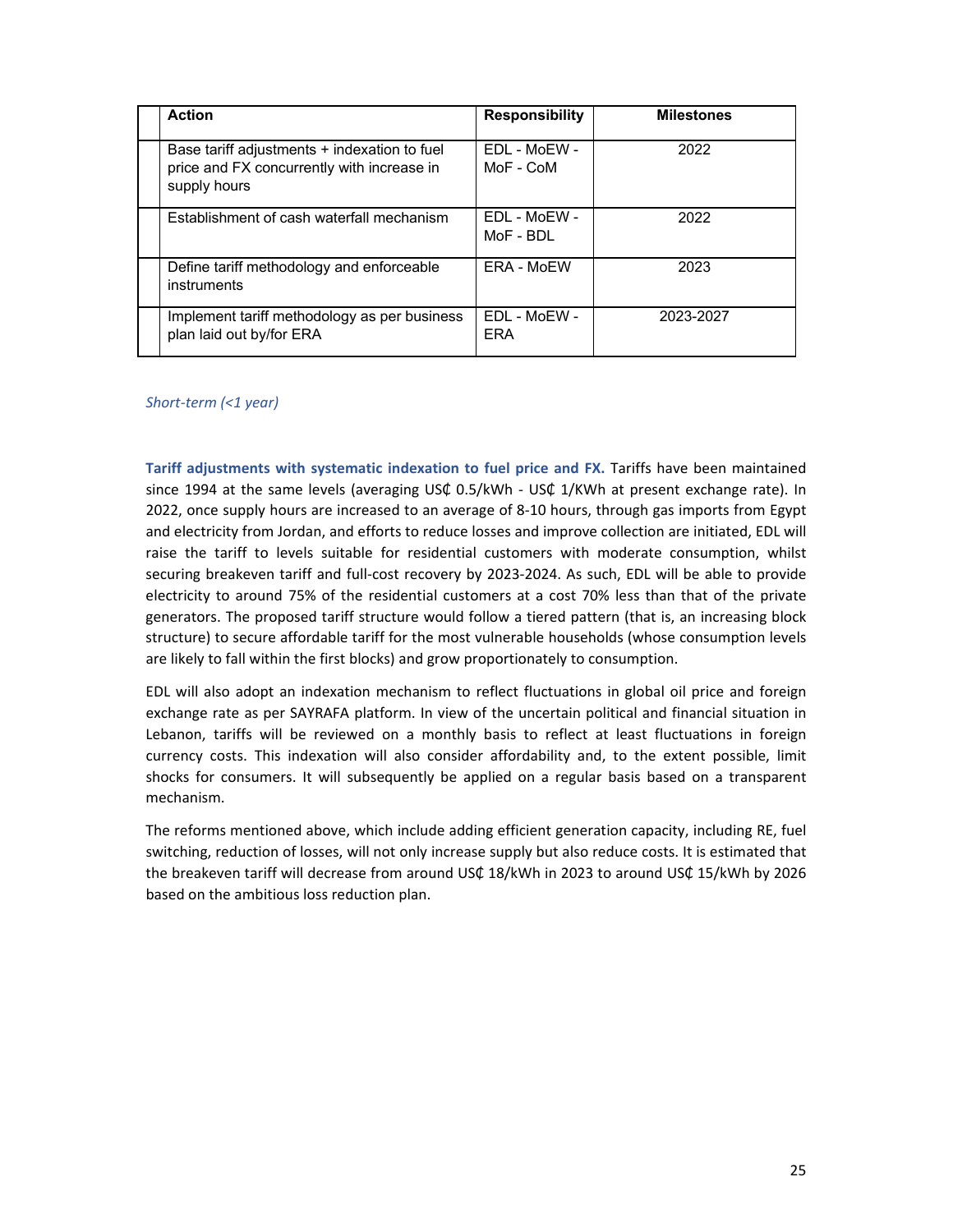| | Action | Responsibility | Milestones |
|---|---|---|---|
| | Base tariff adjustments + indexation to fuel price and FX concurrently with increase in supply hours | EDL - MoEW - MoF - CoM | 2022 |
| | Establishment of cash waterfall mechanism | EDL - MoEW - MoF - BDL | 2022 |
| | Define tariff methodology and enforceable instruments | ERA - MoEW | 2023 |
| | Implement tariff methodology as per business plan laid out by/for ERA | EDL - MoEW - ERA | 2023-2027 |

*Short-term (<1 year)*

**Tariff adjustments with systematic indexation to fuel price and FX.** Tariffs have been maintained since 1994 at the same levels (averaging US₵ 0.5/kWh - US₵ 1/KWh at present exchange rate). In 2022, once supply hours are increased to an average of 8-10 hours, through gas imports from Egypt and electricity from Jordan, and efforts to reduce losses and improve collection are initiated, EDL will raise the tariff to levels suitable for residential customers with moderate consumption, whilst securing breakeven tariff and full-cost recovery by 2023-2024. As such, EDL will be able to provide electricity to around 75% of the residential customers at a cost 70% less than that of the private generators. The proposed tariff structure would follow a tiered pattern (that is, an increasing block structure) to secure affordable tariff for the most vulnerable households (whose consumption levels are likely to fall within the first blocks) and grow proportionately to consumption.

EDL will also adopt an indexation mechanism to reflect fluctuations in global oil price and foreign exchange rate as per SAYRAFA platform. In view of the uncertain political and financial situation in Lebanon, tariffs will be reviewed on a monthly basis to reflect at least fluctuations in foreign currency costs. This indexation will also consider affordability and, to the extent possible, limit shocks for consumers. It will subsequently be applied on a regular basis based on a transparent mechanism.

The reforms mentioned above, which include adding efficient generation capacity, including RE, fuel switching, reduction of losses, will not only increase supply but also reduce costs. It is estimated that the breakeven tariff will decrease from around US₵ 18/kWh in 2023 to around US₵ 15/kWh by 2026 based on the ambitious loss reduction plan.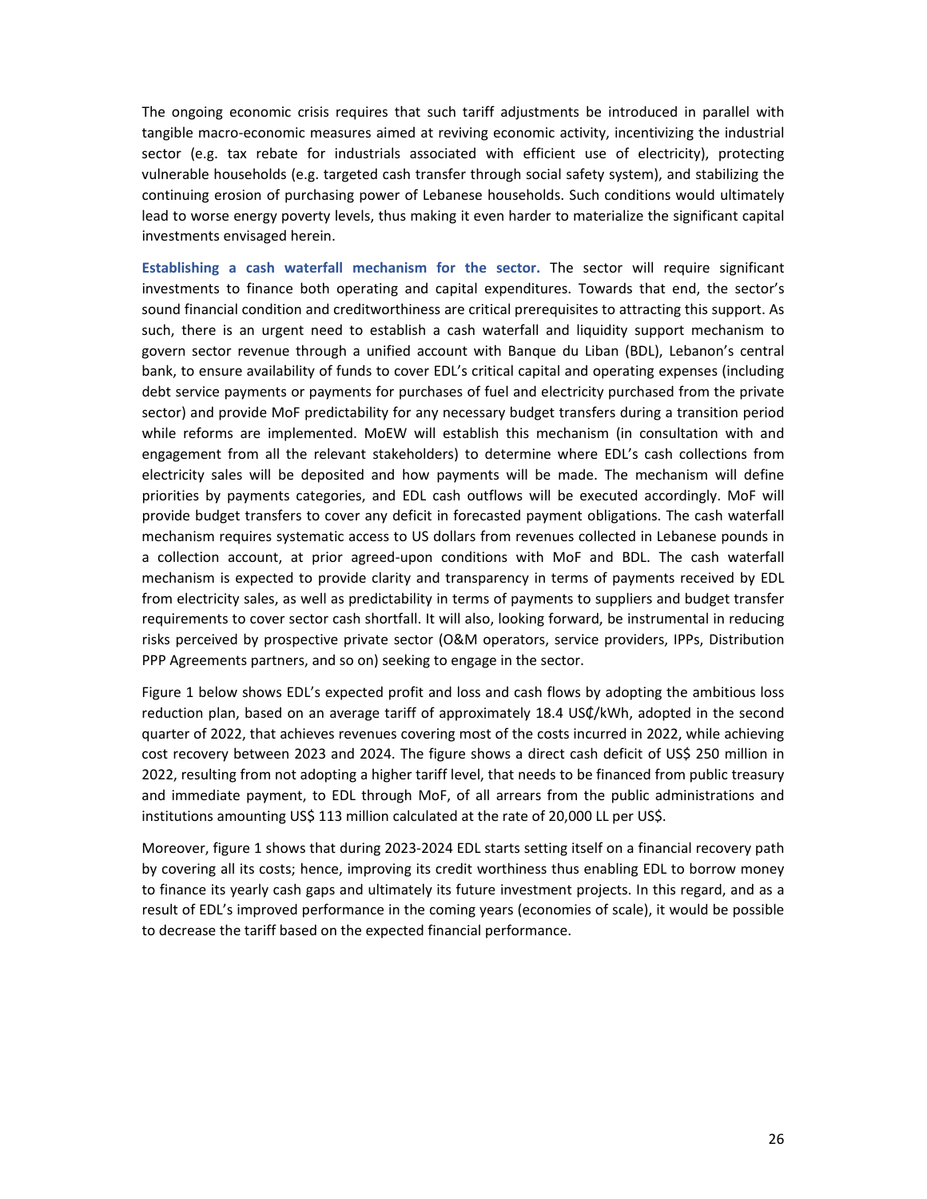The ongoing economic crisis requires that such tariff adjustments be introduced in parallel with tangible macro-economic measures aimed at reviving economic activity, incentivizing the industrial sector (e.g. tax rebate for industrials associated with efficient use of electricity), protecting vulnerable households (e.g. targeted cash transfer through social safety system), and stabilizing the continuing erosion of purchasing power of Lebanese households. Such conditions would ultimately lead to worse energy poverty levels, thus making it even harder to materialize the significant capital investments envisaged herein.

**Establishing a cash waterfall mechanism for the sector.** The sector will require significant investments to finance both operating and capital expenditures. Towards that end, the sector's sound financial condition and creditworthiness are critical prerequisites to attracting this support. As such, there is an urgent need to establish a cash waterfall and liquidity support mechanism to govern sector revenue through a unified account with Banque du Liban (BDL), Lebanon's central bank, to ensure availability of funds to cover EDL's critical capital and operating expenses (including debt service payments or payments for purchases of fuel and electricity purchased from the private sector) and provide MoF predictability for any necessary budget transfers during a transition period while reforms are implemented. MoEW will establish this mechanism (in consultation with and engagement from all the relevant stakeholders) to determine where EDL's cash collections from electricity sales will be deposited and how payments will be made. The mechanism will define priorities by payments categories, and EDL cash outflows will be executed accordingly. MoF will provide budget transfers to cover any deficit in forecasted payment obligations. The cash waterfall mechanism requires systematic access to US dollars from revenues collected in Lebanese pounds in a collection account, at prior agreed-upon conditions with MoF and BDL. The cash waterfall mechanism is expected to provide clarity and transparency in terms of payments received by EDL from electricity sales, as well as predictability in terms of payments to suppliers and budget transfer requirements to cover sector cash shortfall. It will also, looking forward, be instrumental in reducing risks perceived by prospective private sector (O&M operators, service providers, IPPs, Distribution PPP Agreements partners, and so on) seeking to engage in the sector.

Figure 1 below shows EDL's expected profit and loss and cash flows by adopting the ambitious loss reduction plan, based on an average tariff of approximately 18.4 US₵/kWh, adopted in the second quarter of 2022, that achieves revenues covering most of the costs incurred in 2022, while achieving cost recovery between 2023 and 2024. The figure shows a direct cash deficit of US$ 250 million in 2022, resulting from not adopting a higher tariff level, that needs to be financed from public treasury and immediate payment, to EDL through MoF, of all arrears from the public administrations and institutions amounting US$ 113 million calculated at the rate of 20,000 LL per US$.

Moreover, figure 1 shows that during 2023-2024 EDL starts setting itself on a financial recovery path by covering all its costs; hence, improving its credit worthiness thus enabling EDL to borrow money to finance its yearly cash gaps and ultimately its future investment projects. In this regard, and as a result of EDL's improved performance in the coming years (economies of scale), it would be possible to decrease the tariff based on the expected financial performance.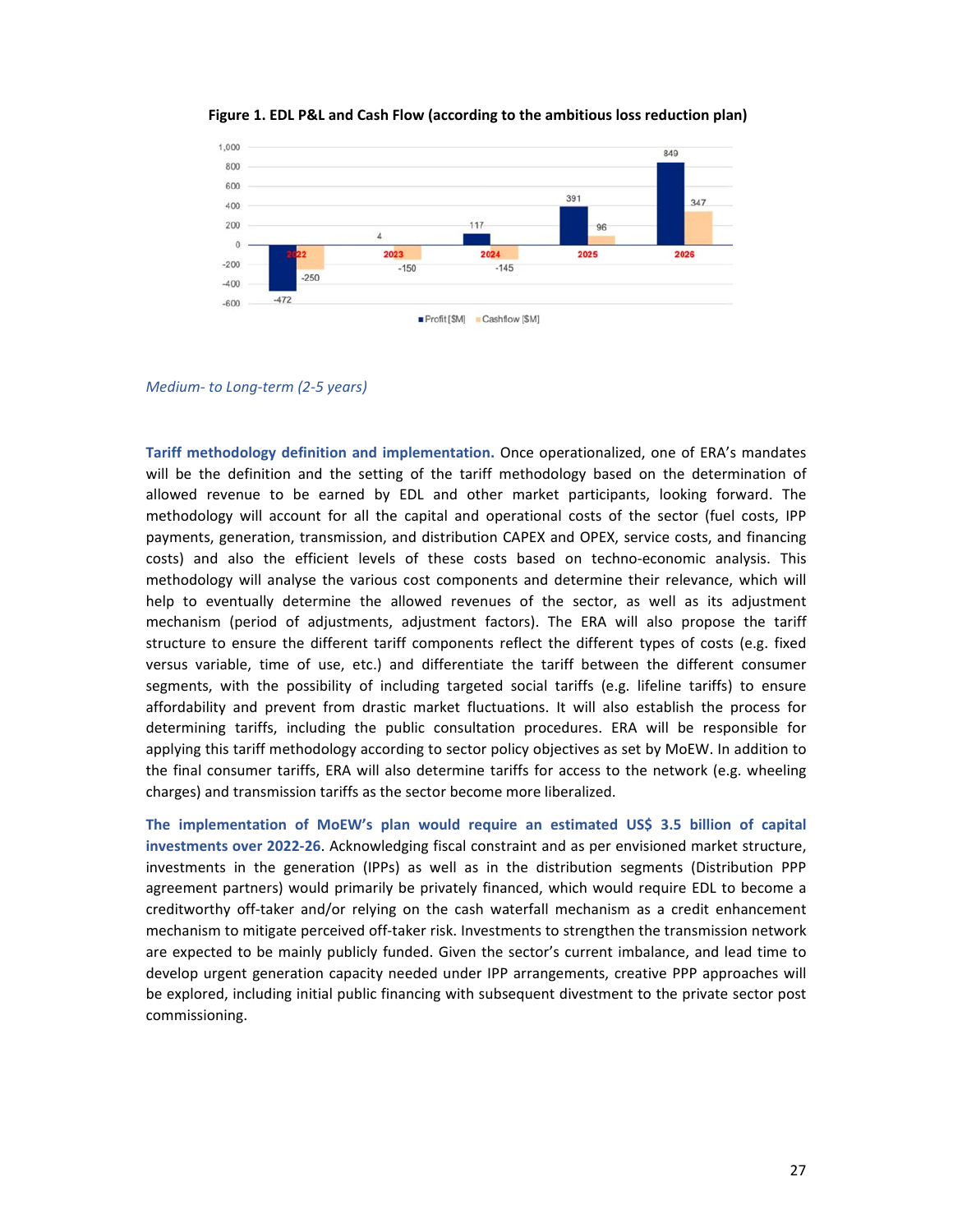**Figure 1. EDL P&L and Cash Flow (according to the ambitious loss reduction plan)**

| Year | Profit [$M] | Cashflow [$M] |
|---|---|---|
| 2022 | -472 | -250 |
| 2023 | 4 | -150 |
| 2024 | 117 | -145 |
| 2025 | 391 | 96 |
| 2026 | 849 | 347 |

*Medium- to Long-term (2-5 years)*

**Tariff methodology definition and implementation.** Once operationalized, one of ERA's mandates will be the definition and the setting of the tariff methodology based on the determination of allowed revenue to be earned by EDL and other market participants, looking forward. The methodology will account for all the capital and operational costs of the sector (fuel costs, IPP payments, generation, transmission, and distribution CAPEX and OPEX, service costs, and financing costs) and also the efficient levels of these costs based on techno-economic analysis. This methodology will analyse the various cost components and determine their relevance, which will help to eventually determine the allowed revenues of the sector, as well as its adjustment mechanism (period of adjustments, adjustment factors). The ERA will also propose the tariff structure to ensure the different tariff components reflect the different types of costs (e.g. fixed versus variable, time of use, etc.) and differentiate the tariff between the different consumer segments, with the possibility of including targeted social tariffs (e.g. lifeline tariffs) to ensure affordability and prevent from drastic market fluctuations. It will also establish the process for determining tariffs, including the public consultation procedures. ERA will be responsible for applying this tariff methodology according to sector policy objectives as set by MoEW. In addition to the final consumer tariffs, ERA will also determine tariffs for access to the network (e.g. wheeling charges) and transmission tariffs as the sector become more liberalized.

**The implementation of MoEW's plan would require an estimated US$ 3.5 billion of capital investments over 2022-26.** Acknowledging fiscal constraint and as per envisioned market structure, investments in the generation (IPPs) as well as in the distribution segments (Distribution PPP agreement partners) would primarily be privately financed, which would require EDL to become a creditworthy off-taker and/or relying on the cash waterfall mechanism as a credit enhancement mechanism to mitigate perceived off-taker risk. Investments to strengthen the transmission network are expected to be mainly publicly funded. Given the sector's current imbalance, and lead time to develop urgent generation capacity needed under IPP arrangements, creative PPP approaches will be explored, including initial public financing with subsequent divestment to the private sector post commissioning.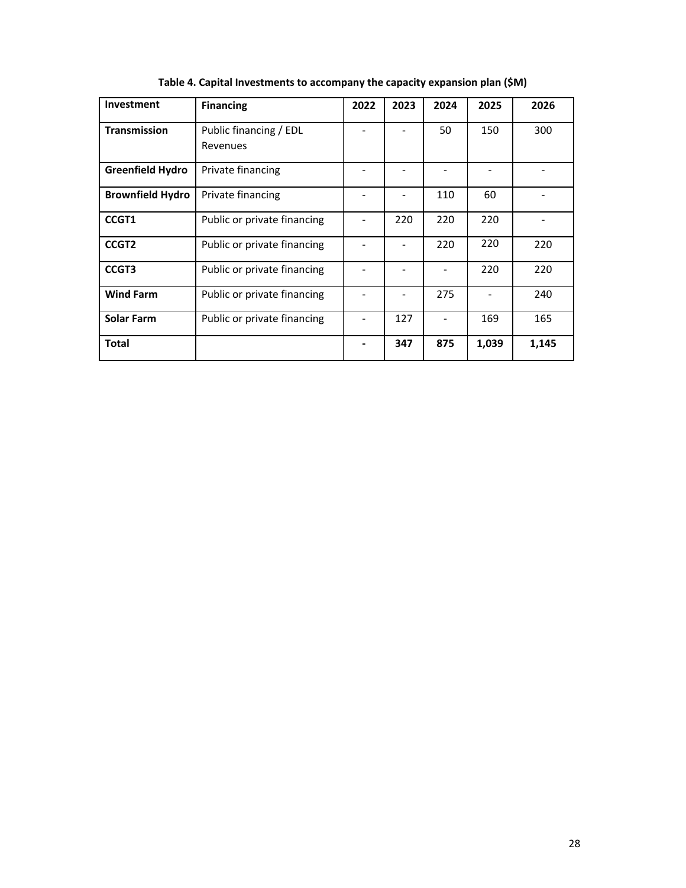**Table 4. Capital Investments to accompany the capacity expansion plan ($M)**

| Investment | Financing | 2022 | 2023 | 2024 | 2025 | 2026 |
|---|---|---|---|---|---|---|
| **Transmission** | Public financing / EDL Revenues | - | - | 50 | 150 | 300 |
| **Greenfield Hydro** | Private financing | - | - | - | - | - |
| **Brownfield Hydro** | Private financing | - | - | 110 | 60 | - |
| **CCGT1** | Public or private financing | - | 220 | 220 | 220 | - |
| **CCGT2** | Public or private financing | - | - | 220 | 220 | 220 |
| **CCGT3** | Public or private financing | - | - | - | 220 | 220 |
| **Wind Farm** | Public or private financing | - | - | 275 | - | 240 |
| **Solar Farm** | Public or private financing | - | 127 | - | 169 | 165 |
| **Total** | | **-** | **347** | **875** | **1,039** | **1,145** |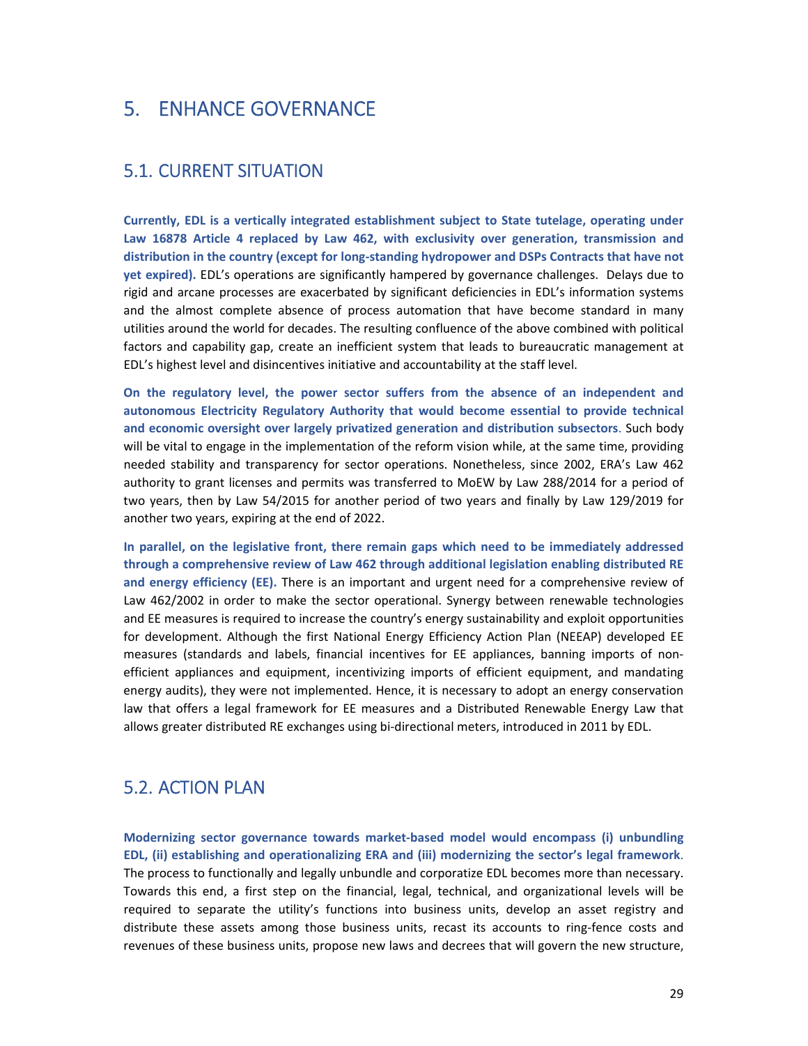# 5. ENHANCE GOVERNANCE

## 5.1. CURRENT SITUATION

**Currently, EDL is a vertically integrated establishment subject to State tutelage, operating under Law 16878 Article 4 replaced by Law 462, with exclusivity over generation, transmission and distribution in the country (except for long-standing hydropower and DSPs Contracts that have not yet expired).** EDL's operations are significantly hampered by governance challenges. Delays due to rigid and arcane processes are exacerbated by significant deficiencies in EDL's information systems and the almost complete absence of process automation that have become standard in many utilities around the world for decades. The resulting confluence of the above combined with political factors and capability gap, create an inefficient system that leads to bureaucratic management at EDL's highest level and disincentives initiative and accountability at the staff level.

**On the regulatory level, the power sector suffers from the absence of an independent and autonomous Electricity Regulatory Authority that would become essential to provide technical and economic oversight over largely privatized generation and distribution subsectors**. Such body will be vital to engage in the implementation of the reform vision while, at the same time, providing needed stability and transparency for sector operations. Nonetheless, since 2002, ERA's Law 462 authority to grant licenses and permits was transferred to MoEW by Law 288/2014 for a period of two years, then by Law 54/2015 for another period of two years and finally by Law 129/2019 for another two years, expiring at the end of 2022.

**In parallel, on the legislative front, there remain gaps which need to be immediately addressed through a comprehensive review of Law 462 through additional legislation enabling distributed RE and energy efficiency (EE).** There is an important and urgent need for a comprehensive review of Law 462/2002 in order to make the sector operational. Synergy between renewable technologies and EE measures is required to increase the country's energy sustainability and exploit opportunities for development. Although the first National Energy Efficiency Action Plan (NEEAP) developed EE measures (standards and labels, financial incentives for EE appliances, banning imports of non-efficient appliances and equipment, incentivizing imports of efficient equipment, and mandating energy audits), they were not implemented. Hence, it is necessary to adopt an energy conservation law that offers a legal framework for EE measures and a Distributed Renewable Energy Law that allows greater distributed RE exchanges using bi-directional meters, introduced in 2011 by EDL.

## 5.2. ACTION PLAN

**Modernizing sector governance towards market-based model would encompass (i) unbundling EDL, (ii) establishing and operationalizing ERA and (iii) modernizing the sector's legal framework**. The process to functionally and legally unbundle and corporatize EDL becomes more than necessary. Towards this end, a first step on the financial, legal, technical, and organizational levels will be required to separate the utility's functions into business units, develop an asset registry and distribute these assets among those business units, recast its accounts to ring-fence costs and revenues of these business units, propose new laws and decrees that will govern the new structure,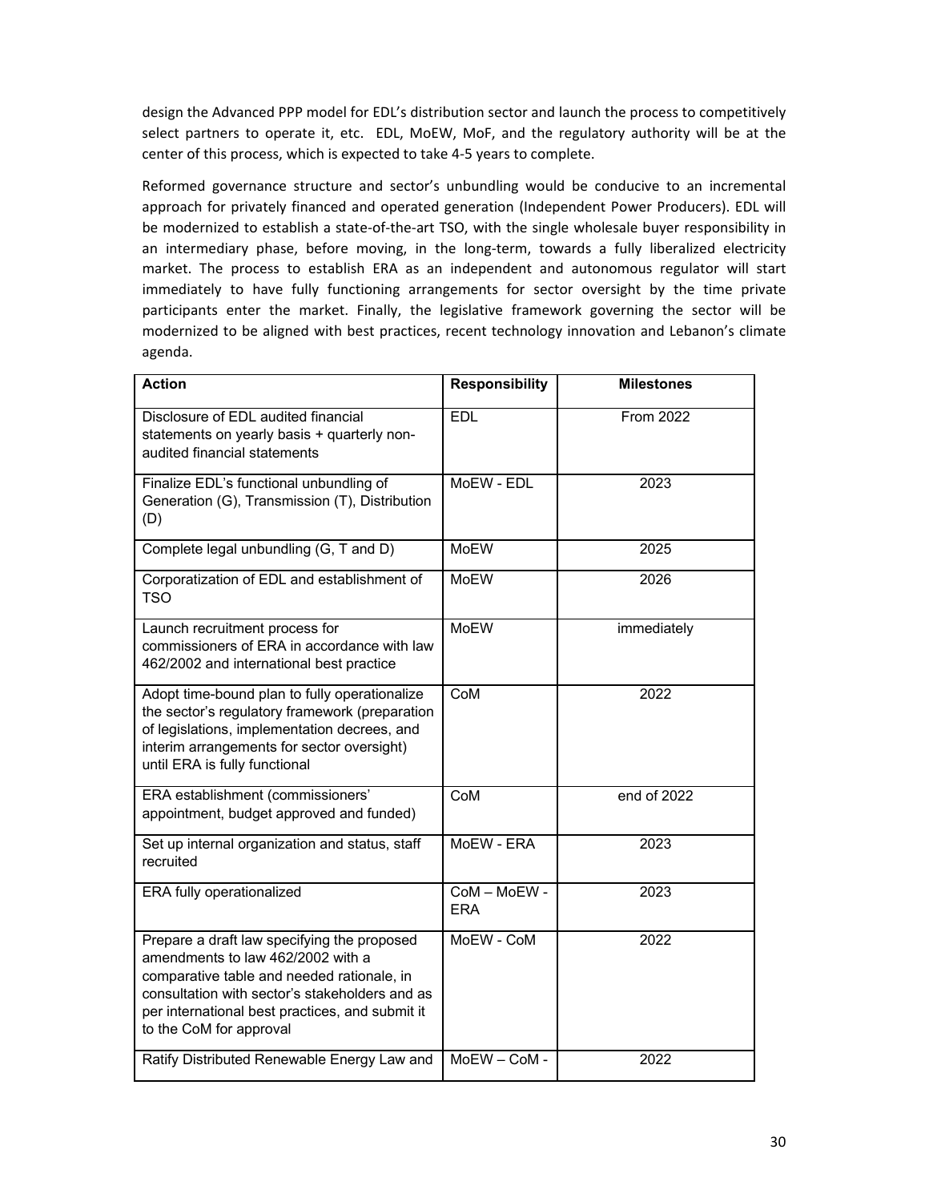design the Advanced PPP model for EDL's distribution sector and launch the process to competitively select partners to operate it, etc. EDL, MoEW, MoF, and the regulatory authority will be at the center of this process, which is expected to take 4-5 years to complete.

Reformed governance structure and sector's unbundling would be conducive to an incremental approach for privately financed and operated generation (Independent Power Producers). EDL will be modernized to establish a state-of-the-art TSO, with the single wholesale buyer responsibility in an intermediary phase, before moving, in the long-term, towards a fully liberalized electricity market. The process to establish ERA as an independent and autonomous regulator will start immediately to have fully functioning arrangements for sector oversight by the time private participants enter the market. Finally, the legislative framework governing the sector will be modernized to be aligned with best practices, recent technology innovation and Lebanon's climate agenda.

| Action | Responsibility | Milestones |
|---|---|---|
| Disclosure of EDL audited financial statements on yearly basis + quarterly non-audited financial statements | EDL | From 2022 |
| Finalize EDL's functional unbundling of Generation (G), Transmission (T), Distribution (D) | MoEW - EDL | 2023 |
| Complete legal unbundling (G, T and D) | MoEW | 2025 |
| Corporatization of EDL and establishment of TSO | MoEW | 2026 |
| Launch recruitment process for commissioners of ERA in accordance with law 462/2002 and international best practice | MoEW | immediately |
| Adopt time-bound plan to fully operationalize the sector's regulatory framework (preparation of legislations, implementation decrees, and interim arrangements for sector oversight) until ERA is fully functional | CoM | 2022 |
| ERA establishment (commissioners' appointment, budget approved and funded) | CoM | end of 2022 |
| Set up internal organization and status, staff recruited | MoEW - ERA | 2023 |
| ERA fully operationalized | CoM – MoEW - ERA | 2023 |
| Prepare a draft law specifying the proposed amendments to law 462/2002 with a comparative table and needed rationale, in consultation with sector's stakeholders and as per international best practices, and submit it to the CoM for approval | MoEW - CoM | 2022 |
| Ratify Distributed Renewable Energy Law and | MoEW – CoM - | 2022 |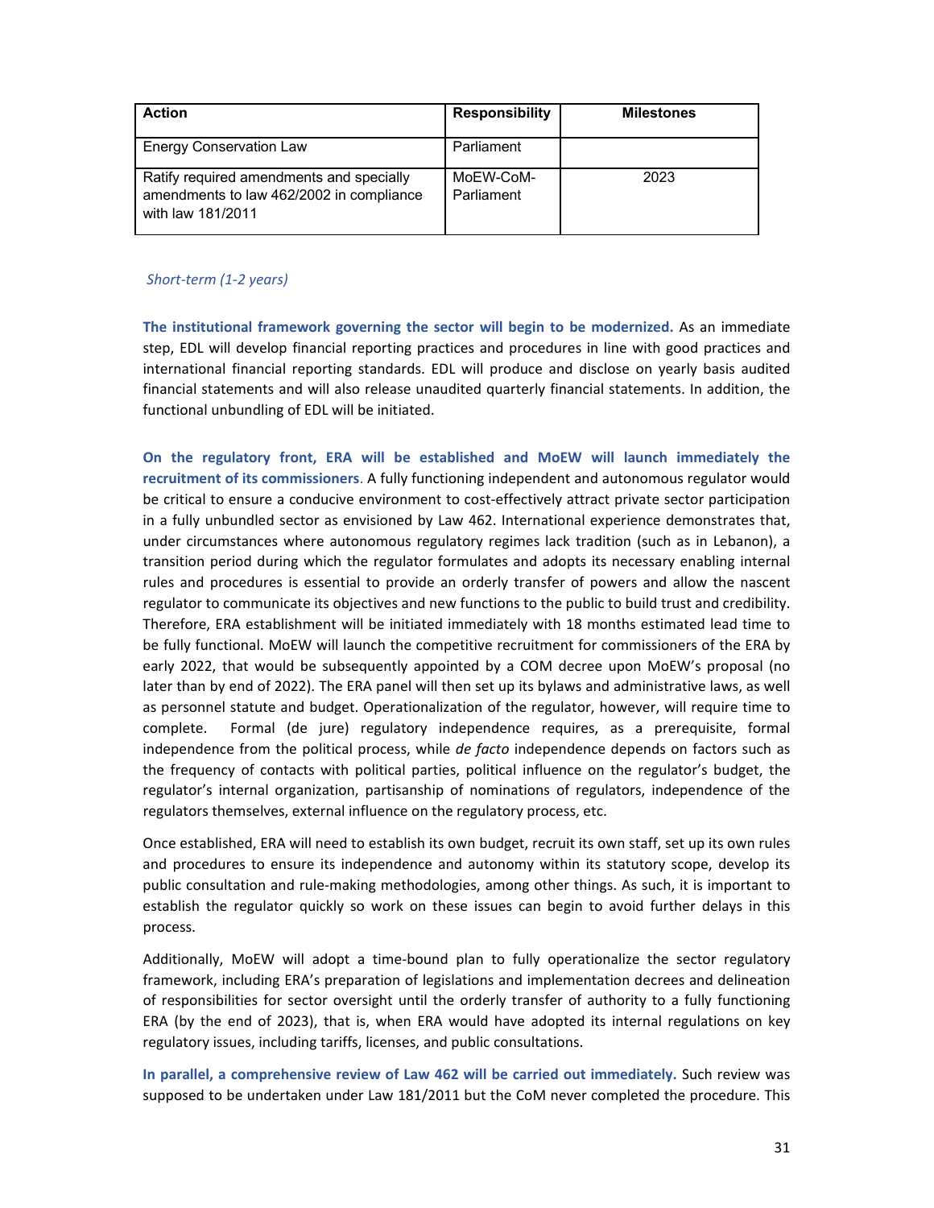| Action | Responsibility | Milestones |
| --- | --- | --- |
| Energy Conservation Law | Parliament | |
| Ratify required amendments and specially amendments to law 462/2002 in compliance with law 181/2011 | MoEW-CoM-Parliament | 2023 |

*Short-term (1-2 years)*

**The institutional framework governing the sector will begin to be modernized.** As an immediate step, EDL will develop financial reporting practices and procedures in line with good practices and international financial reporting standards. EDL will produce and disclose on yearly basis audited financial statements and will also release unaudited quarterly financial statements. In addition, the functional unbundling of EDL will be initiated.

**On the regulatory front, ERA will be established and MoEW will launch immediately the recruitment of its commissioners**. A fully functioning independent and autonomous regulator would be critical to ensure a conducive environment to cost-effectively attract private sector participation in a fully unbundled sector as envisioned by Law 462. International experience demonstrates that, under circumstances where autonomous regulatory regimes lack tradition (such as in Lebanon), a transition period during which the regulator formulates and adopts its necessary enabling internal rules and procedures is essential to provide an orderly transfer of powers and allow the nascent regulator to communicate its objectives and new functions to the public to build trust and credibility. Therefore, ERA establishment will be initiated immediately with 18 months estimated lead time to be fully functional. MoEW will launch the competitive recruitment for commissioners of the ERA by early 2022, that would be subsequently appointed by a COM decree upon MoEW's proposal (no later than by end of 2022). The ERA panel will then set up its bylaws and administrative laws, as well as personnel statute and budget. Operationalization of the regulator, however, will require time to complete. Formal (de jure) regulatory independence requires, as a prerequisite, formal independence from the political process, while *de facto* independence depends on factors such as the frequency of contacts with political parties, political influence on the regulator's budget, the regulator's internal organization, partisanship of nominations of regulators, independence of the regulators themselves, external influence on the regulatory process, etc.

Once established, ERA will need to establish its own budget, recruit its own staff, set up its own rules and procedures to ensure its independence and autonomy within its statutory scope, develop its public consultation and rule-making methodologies, among other things. As such, it is important to establish the regulator quickly so work on these issues can begin to avoid further delays in this process.

Additionally, MoEW will adopt a time-bound plan to fully operationalize the sector regulatory framework, including ERA's preparation of legislations and implementation decrees and delineation of responsibilities for sector oversight until the orderly transfer of authority to a fully functioning ERA (by the end of 2023), that is, when ERA would have adopted its internal regulations on key regulatory issues, including tariffs, licenses, and public consultations.

**In parallel, a comprehensive review of Law 462 will be carried out immediately.** Such review was supposed to be undertaken under Law 181/2011 but the CoM never completed the procedure. This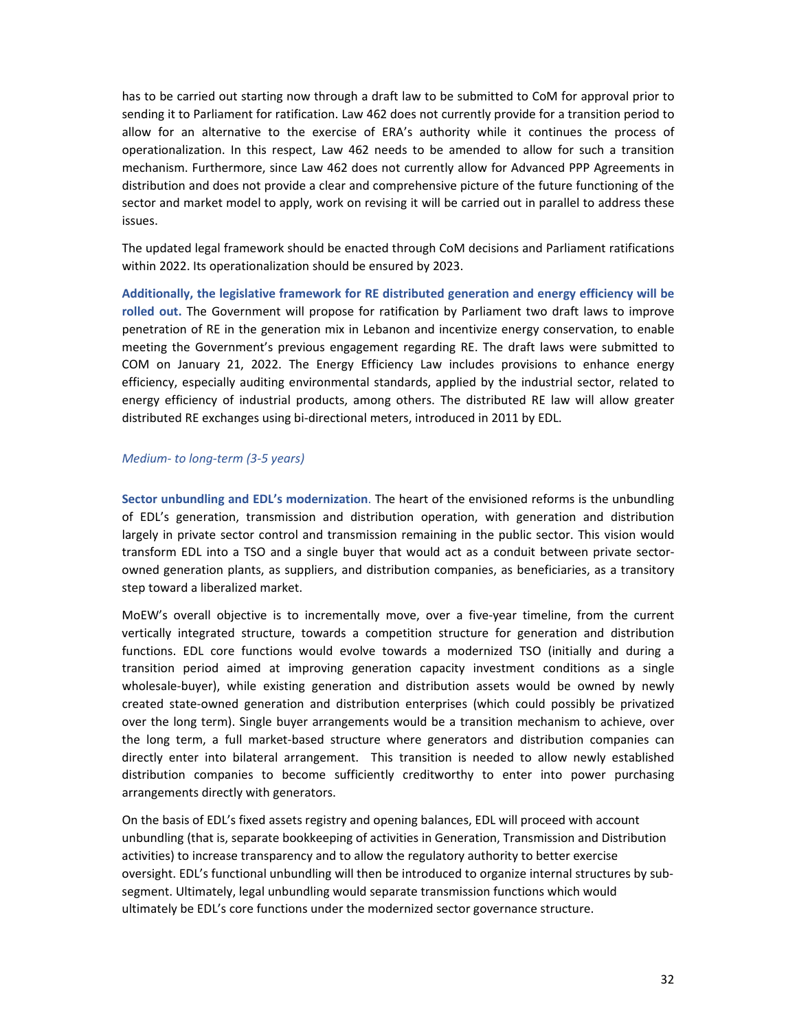has to be carried out starting now through a draft law to be submitted to CoM for approval prior to sending it to Parliament for ratification. Law 462 does not currently provide for a transition period to allow for an alternative to the exercise of ERA's authority while it continues the process of operationalization. In this respect, Law 462 needs to be amended to allow for such a transition mechanism. Furthermore, since Law 462 does not currently allow for Advanced PPP Agreements in distribution and does not provide a clear and comprehensive picture of the future functioning of the sector and market model to apply, work on revising it will be carried out in parallel to address these issues.

The updated legal framework should be enacted through CoM decisions and Parliament ratifications within 2022. Its operationalization should be ensured by 2023.

**Additionally, the legislative framework for RE distributed generation and energy efficiency will be rolled out.** The Government will propose for ratification by Parliament two draft laws to improve penetration of RE in the generation mix in Lebanon and incentivize energy conservation, to enable meeting the Government's previous engagement regarding RE. The draft laws were submitted to COM on January 21, 2022. The Energy Efficiency Law includes provisions to enhance energy efficiency, especially auditing environmental standards, applied by the industrial sector, related to energy efficiency of industrial products, among others. The distributed RE law will allow greater distributed RE exchanges using bi-directional meters, introduced in 2011 by EDL.

*Medium- to long-term (3-5 years)*

**Sector unbundling and EDL's modernization**. The heart of the envisioned reforms is the unbundling of EDL's generation, transmission and distribution operation, with generation and distribution largely in private sector control and transmission remaining in the public sector. This vision would transform EDL into a TSO and a single buyer that would act as a conduit between private sector-owned generation plants, as suppliers, and distribution companies, as beneficiaries, as a transitory step toward a liberalized market.

MoEW's overall objective is to incrementally move, over a five-year timeline, from the current vertically integrated structure, towards a competition structure for generation and distribution functions. EDL core functions would evolve towards a modernized TSO (initially and during a transition period aimed at improving generation capacity investment conditions as a single wholesale-buyer), while existing generation and distribution assets would be owned by newly created state-owned generation and distribution enterprises (which could possibly be privatized over the long term). Single buyer arrangements would be a transition mechanism to achieve, over the long term, a full market-based structure where generators and distribution companies can directly enter into bilateral arrangement. This transition is needed to allow newly established distribution companies to become sufficiently creditworthy to enter into power purchasing arrangements directly with generators.

On the basis of EDL's fixed assets registry and opening balances, EDL will proceed with account unbundling (that is, separate bookkeeping of activities in Generation, Transmission and Distribution activities) to increase transparency and to allow the regulatory authority to better exercise oversight. EDL's functional unbundling will then be introduced to organize internal structures by sub-segment. Ultimately, legal unbundling would separate transmission functions which would ultimately be EDL's core functions under the modernized sector governance structure.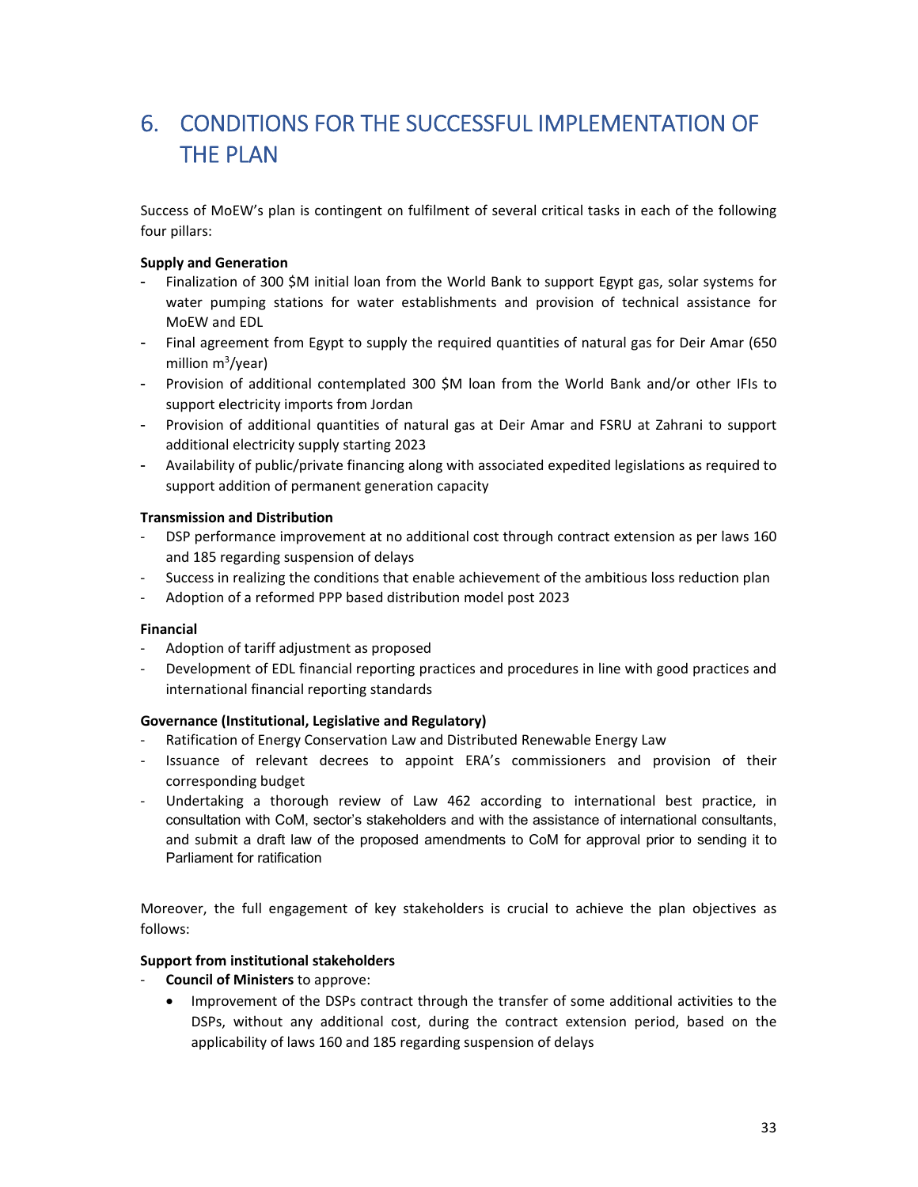# 6. CONDITIONS FOR THE SUCCESSFUL IMPLEMENTATION OF THE PLAN

Success of MoEW's plan is contingent on fulfilment of several critical tasks in each of the following four pillars:

**Supply and Generation**

- Finalization of 300 $M initial loan from the World Bank to support Egypt gas, solar systems for water pumping stations for water establishments and provision of technical assistance for MoEW and EDL
- Final agreement from Egypt to supply the required quantities of natural gas for Deir Amar (650 million $m^3$/year)
- Provision of additional contemplated 300 $M loan from the World Bank and/or other IFIs to support electricity imports from Jordan
- Provision of additional quantities of natural gas at Deir Amar and FSRU at Zahrani to support additional electricity supply starting 2023
- Availability of public/private financing along with associated expedited legislations as required to support addition of permanent generation capacity

**Transmission and Distribution**

- DSP performance improvement at no additional cost through contract extension as per laws 160 and 185 regarding suspension of delays
- Success in realizing the conditions that enable achievement of the ambitious loss reduction plan
- Adoption of a reformed PPP based distribution model post 2023

**Financial**

- Adoption of tariff adjustment as proposed
- Development of EDL financial reporting practices and procedures in line with good practices and international financial reporting standards

**Governance (Institutional, Legislative and Regulatory)**

- Ratification of Energy Conservation Law and Distributed Renewable Energy Law
- Issuance of relevant decrees to appoint ERA's commissioners and provision of their corresponding budget
- Undertaking a thorough review of Law 462 according to international best practice, in consultation with CoM, sector's stakeholders and with the assistance of international consultants, and submit a draft law of the proposed amendments to CoM for approval prior to sending it to Parliament for ratification

Moreover, the full engagement of key stakeholders is crucial to achieve the plan objectives as follows:

**Support from institutional stakeholders**

- **Council of Ministers** to approve:
    - Improvement of the DSPs contract through the transfer of some additional activities to the DSPs, without any additional cost, during the contract extension period, based on the applicability of laws 160 and 185 regarding suspension of delays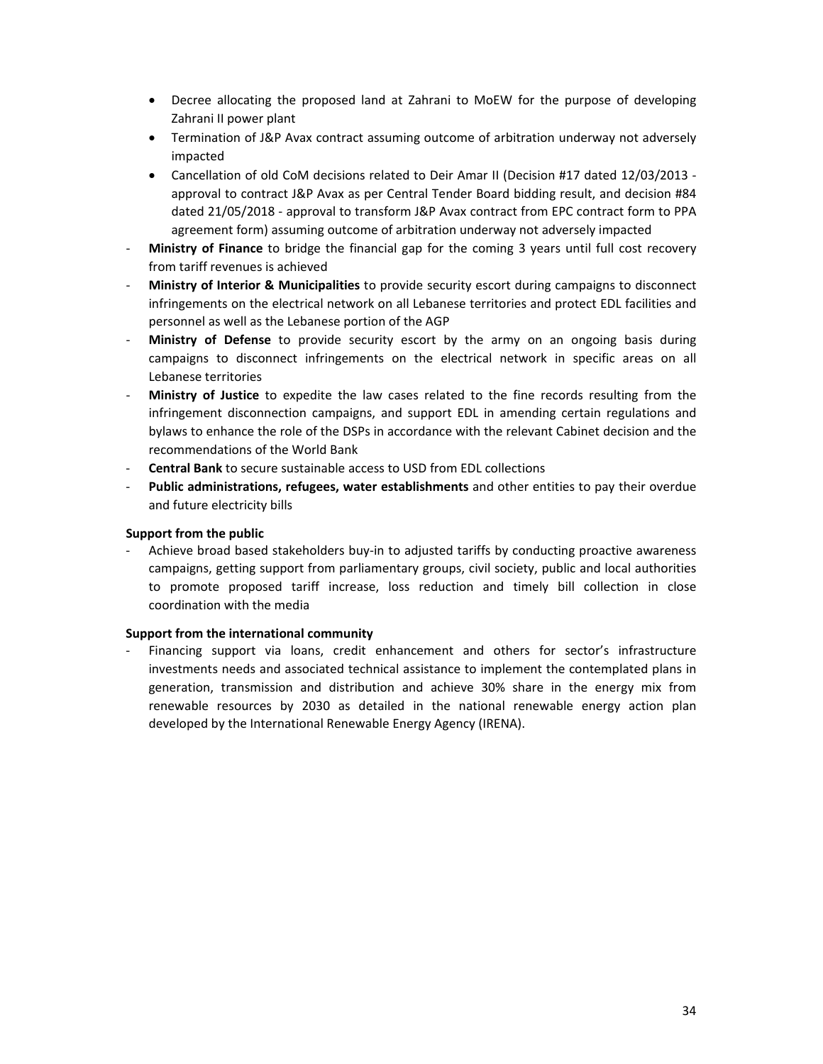- Decree allocating the proposed land at Zahrani to MoEW for the purpose of developing Zahrani II power plant
  - Termination of J&P Avax contract assuming outcome of arbitration underway not adversely impacted
  - Cancellation of old CoM decisions related to Deir Amar II (Decision #17 dated 12/03/2013 - approval to contract J&P Avax as per Central Tender Board bidding result, and decision #84 dated 21/05/2018 - approval to transform J&P Avax contract from EPC contract form to PPA agreement form) assuming outcome of arbitration underway not adversely impacted
- **Ministry of Finance** to bridge the financial gap for the coming 3 years until full cost recovery from tariff revenues is achieved
- **Ministry of Interior & Municipalities** to provide security escort during campaigns to disconnect infringements on the electrical network on all Lebanese territories and protect EDL facilities and personnel as well as the Lebanese portion of the AGP
- **Ministry of Defense** to provide security escort by the army on an ongoing basis during campaigns to disconnect infringements on the electrical network in specific areas on all Lebanese territories
- **Ministry of Justice** to expedite the law cases related to the fine records resulting from the infringement disconnection campaigns, and support EDL in amending certain regulations and bylaws to enhance the role of the DSPs in accordance with the relevant Cabinet decision and the recommendations of the World Bank
- **Central Bank** to secure sustainable access to USD from EDL collections
- **Public administrations, refugees, water establishments** and other entities to pay their overdue and future electricity bills

**Support from the public**

- Achieve broad based stakeholders buy-in to adjusted tariffs by conducting proactive awareness campaigns, getting support from parliamentary groups, civil society, public and local authorities to promote proposed tariff increase, loss reduction and timely bill collection in close coordination with the media

**Support from the international community**

- Financing support via loans, credit enhancement and others for sector's infrastructure investments needs and associated technical assistance to implement the contemplated plans in generation, transmission and distribution and achieve 30% share in the energy mix from renewable resources by 2030 as detailed in the national renewable energy action plan developed by the International Renewable Energy Agency (IRENA).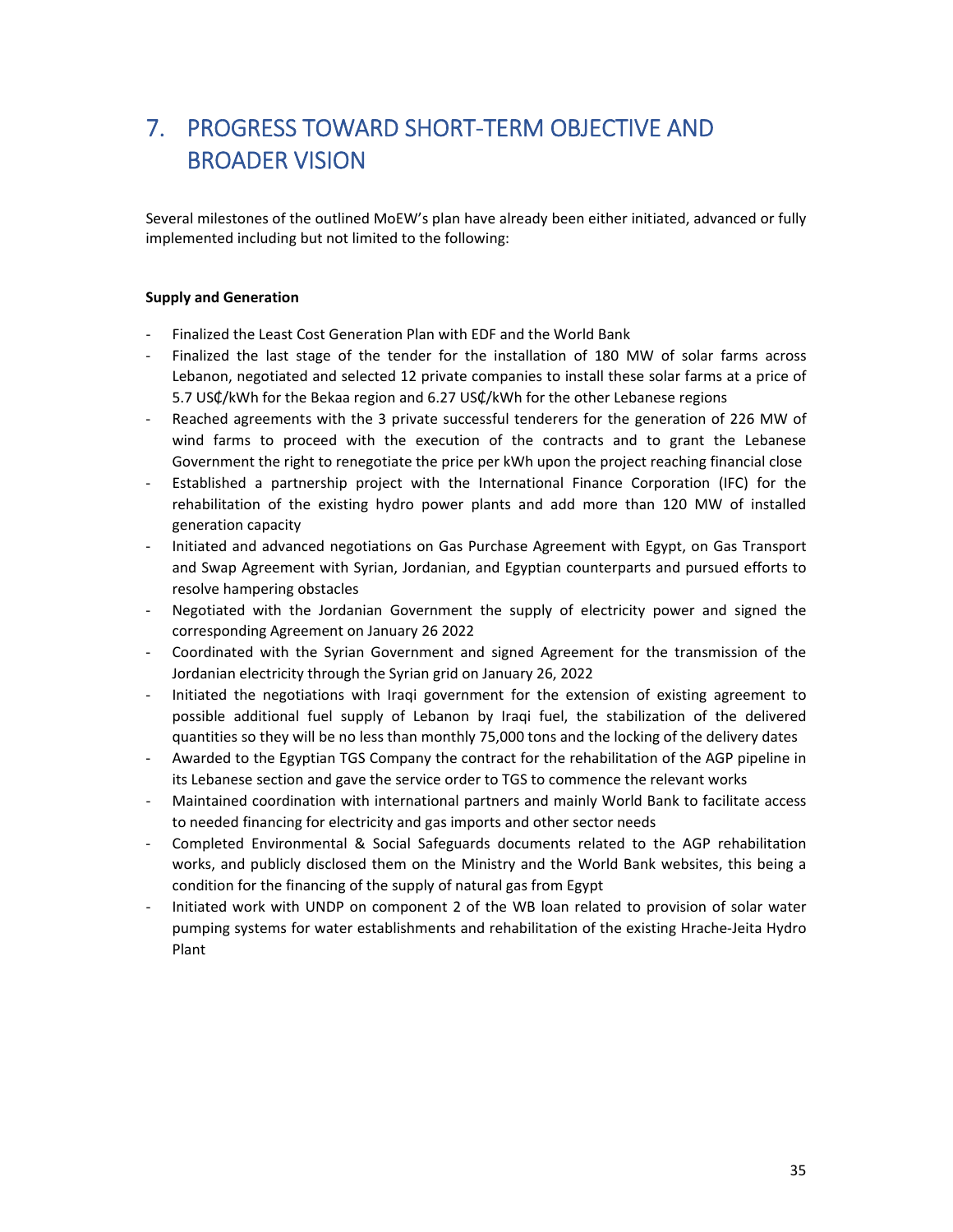# 7. PROGRESS TOWARD SHORT-TERM OBJECTIVE AND BROADER VISION

Several milestones of the outlined MoEW's plan have already been either initiated, advanced or fully implemented including but not limited to the following:

**Supply and Generation**

- Finalized the Least Cost Generation Plan with EDF and the World Bank
- Finalized the last stage of the tender for the installation of 180 MW of solar farms across Lebanon, negotiated and selected 12 private companies to install these solar farms at a price of 5.7 US₵/kWh for the Bekaa region and 6.27 US₵/kWh for the other Lebanese regions
- Reached agreements with the 3 private successful tenderers for the generation of 226 MW of wind farms to proceed with the execution of the contracts and to grant the Lebanese Government the right to renegotiate the price per kWh upon the project reaching financial close
- Established a partnership project with the International Finance Corporation (IFC) for the rehabilitation of the existing hydro power plants and add more than 120 MW of installed generation capacity
- Initiated and advanced negotiations on Gas Purchase Agreement with Egypt, on Gas Transport and Swap Agreement with Syrian, Jordanian, and Egyptian counterparts and pursued efforts to resolve hampering obstacles
- Negotiated with the Jordanian Government the supply of electricity power and signed the corresponding Agreement on January 26 2022
- Coordinated with the Syrian Government and signed Agreement for the transmission of the Jordanian electricity through the Syrian grid on January 26, 2022
- Initiated the negotiations with Iraqi government for the extension of existing agreement to possible additional fuel supply of Lebanon by Iraqi fuel, the stabilization of the delivered quantities so they will be no less than monthly 75,000 tons and the locking of the delivery dates
- Awarded to the Egyptian TGS Company the contract for the rehabilitation of the AGP pipeline in its Lebanese section and gave the service order to TGS to commence the relevant works
- Maintained coordination with international partners and mainly World Bank to facilitate access to needed financing for electricity and gas imports and other sector needs
- Completed Environmental & Social Safeguards documents related to the AGP rehabilitation works, and publicly disclosed them on the Ministry and the World Bank websites, this being a condition for the financing of the supply of natural gas from Egypt
- Initiated work with UNDP on component 2 of the WB loan related to provision of solar water pumping systems for water establishments and rehabilitation of the existing Hrache-Jeita Hydro Plant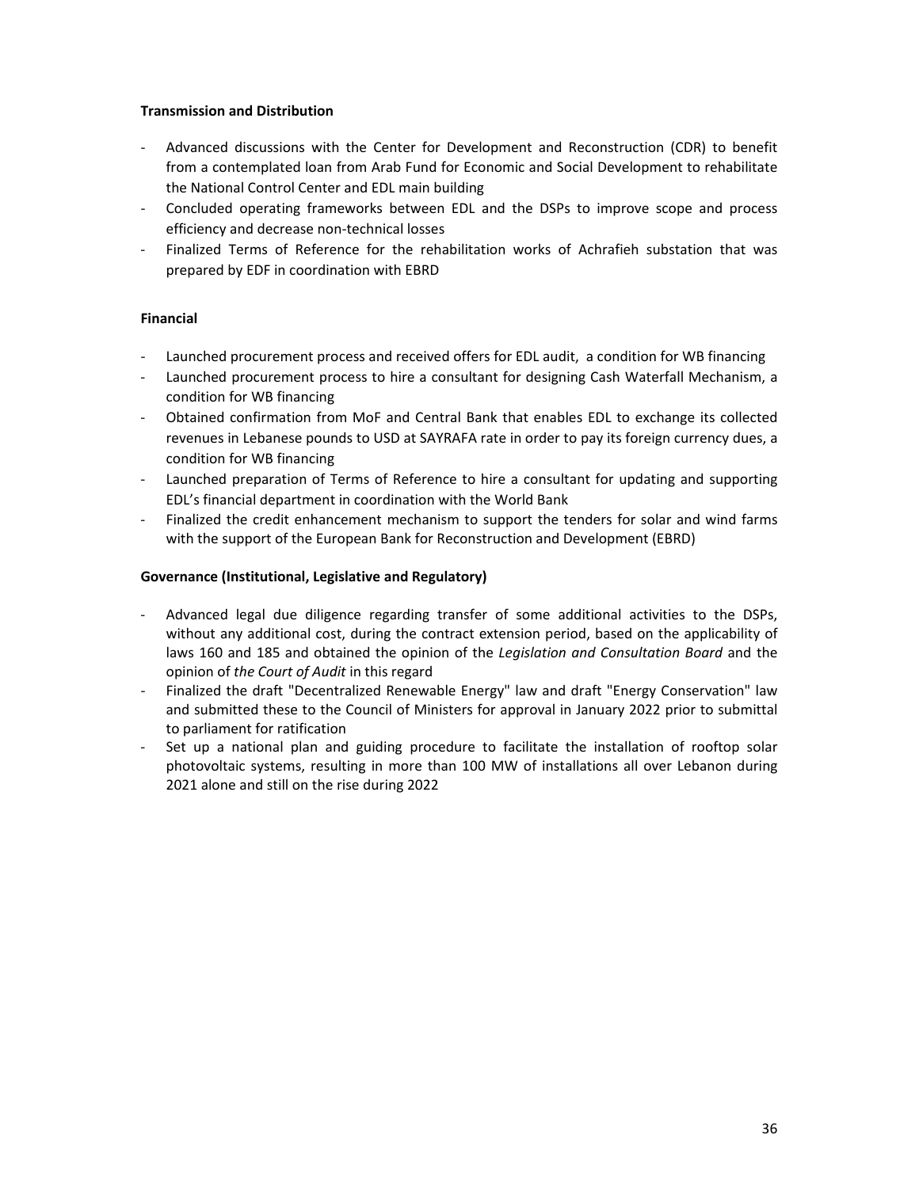**Transmission and Distribution**

- Advanced discussions with the Center for Development and Reconstruction (CDR) to benefit from a contemplated loan from Arab Fund for Economic and Social Development to rehabilitate the National Control Center and EDL main building
- Concluded operating frameworks between EDL and the DSPs to improve scope and process efficiency and decrease non-technical losses
- Finalized Terms of Reference for the rehabilitation works of Achrafieh substation that was prepared by EDF in coordination with EBRD

**Financial**

- Launched procurement process and received offers for EDL audit, a condition for WB financing
- Launched procurement process to hire a consultant for designing Cash Waterfall Mechanism, a condition for WB financing
- Obtained confirmation from MoF and Central Bank that enables EDL to exchange its collected revenues in Lebanese pounds to USD at SAYRAFA rate in order to pay its foreign currency dues, a condition for WB financing
- Launched preparation of Terms of Reference to hire a consultant for updating and supporting EDL's financial department in coordination with the World Bank
- Finalized the credit enhancement mechanism to support the tenders for solar and wind farms with the support of the European Bank for Reconstruction and Development (EBRD)

**Governance (Institutional, Legislative and Regulatory)**

- Advanced legal due diligence regarding transfer of some additional activities to the DSPs, without any additional cost, during the contract extension period, based on the applicability of laws 160 and 185 and obtained the opinion of the *Legislation and Consultation Board* and the opinion of *the Court of Audit* in this regard
- Finalized the draft "Decentralized Renewable Energy" law and draft "Energy Conservation" law and submitted these to the Council of Ministers for approval in January 2022 prior to submittal to parliament for ratification
- Set up a national plan and guiding procedure to facilitate the installation of rooftop solar photovoltaic systems, resulting in more than 100 MW of installations all over Lebanon during 2021 alone and still on the rise during 2022